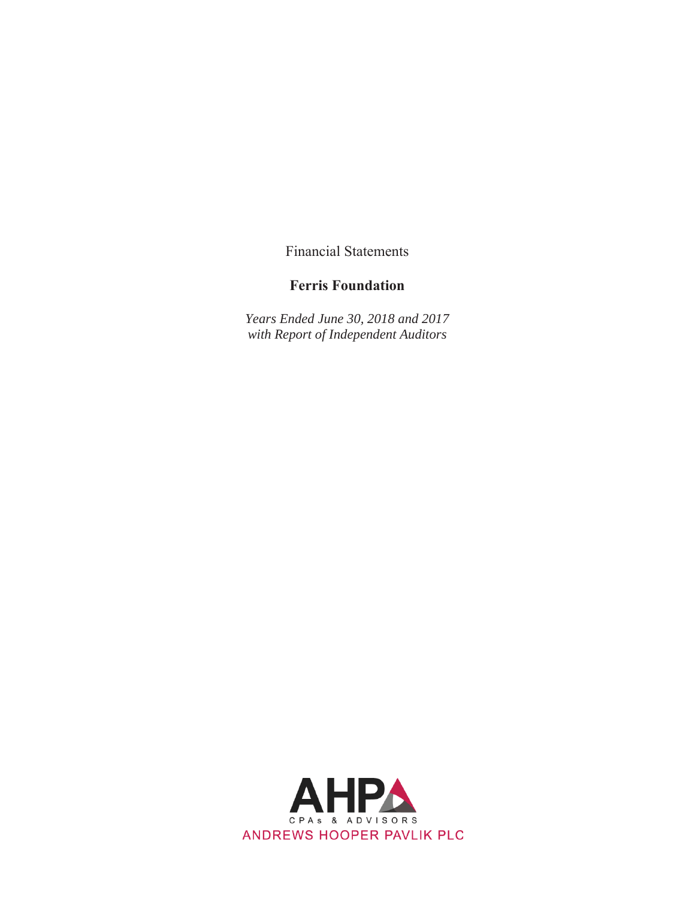Financial Statements

# Ferris Foundation

*Years Ended June 30, 2018 and 2017*
*with Report of Independent Auditors*

AHP
CPAs & ADVISORS
ANDREWS HOOPER PAVLIK PLC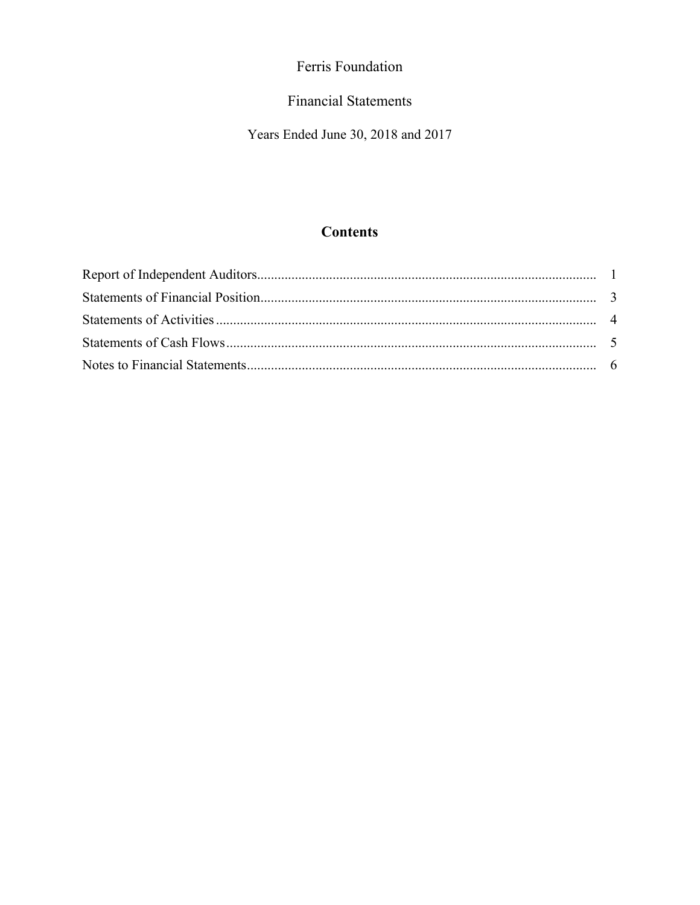# Ferris Foundation

## Financial Statements

Years Ended June 30, 2018 and 2017

## Contents

| | |
|---|---|
| Report of Independent Auditors | 1 |
| Statements of Financial Position | 3 |
| Statements of Activities | 4 |
| Statements of Cash Flows | 5 |
| Notes to Financial Statements | 6 |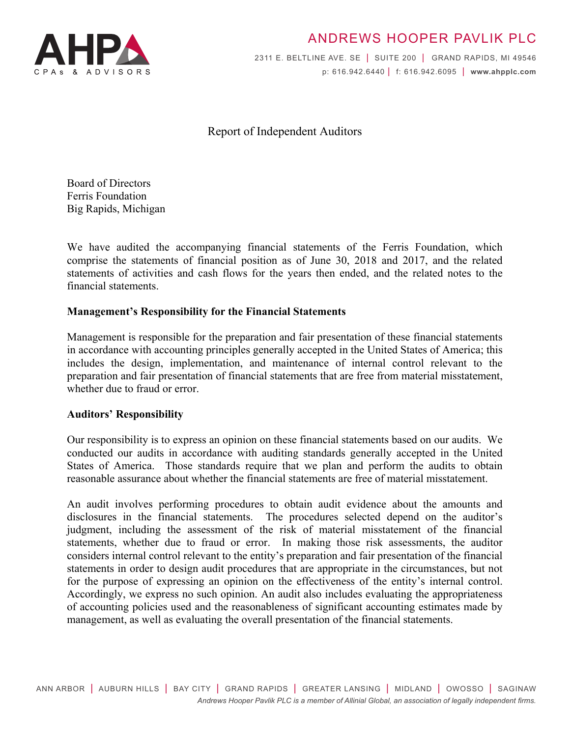# Report of Independent Auditors

Board of Directors
Ferris Foundation
Big Rapids, Michigan

We have audited the accompanying financial statements of the Ferris Foundation, which comprise the statements of financial position as of June 30, 2018 and 2017, and the related statements of activities and cash flows for the years then ended, and the related notes to the financial statements.

## Management's Responsibility for the Financial Statements

Management is responsible for the preparation and fair presentation of these financial statements in accordance with accounting principles generally accepted in the United States of America; this includes the design, implementation, and maintenance of internal control relevant to the preparation and fair presentation of financial statements that are free from material misstatement, whether due to fraud or error.

## Auditors' Responsibility

Our responsibility is to express an opinion on these financial statements based on our audits. We conducted our audits in accordance with auditing standards generally accepted in the United States of America. Those standards require that we plan and perform the audits to obtain reasonable assurance about whether the financial statements are free of material misstatement.

An audit involves performing procedures to obtain audit evidence about the amounts and disclosures in the financial statements. The procedures selected depend on the auditor's judgment, including the assessment of the risk of material misstatement of the financial statements, whether due to fraud or error. In making those risk assessments, the auditor considers internal control relevant to the entity's preparation and fair presentation of the financial statements in order to design audit procedures that are appropriate in the circumstances, but not for the purpose of expressing an opinion on the effectiveness of the entity's internal control. Accordingly, we express no such opinion. An audit also includes evaluating the appropriateness of accounting policies used and the reasonableness of significant accounting estimates made by management, as well as evaluating the overall presentation of the financial statements.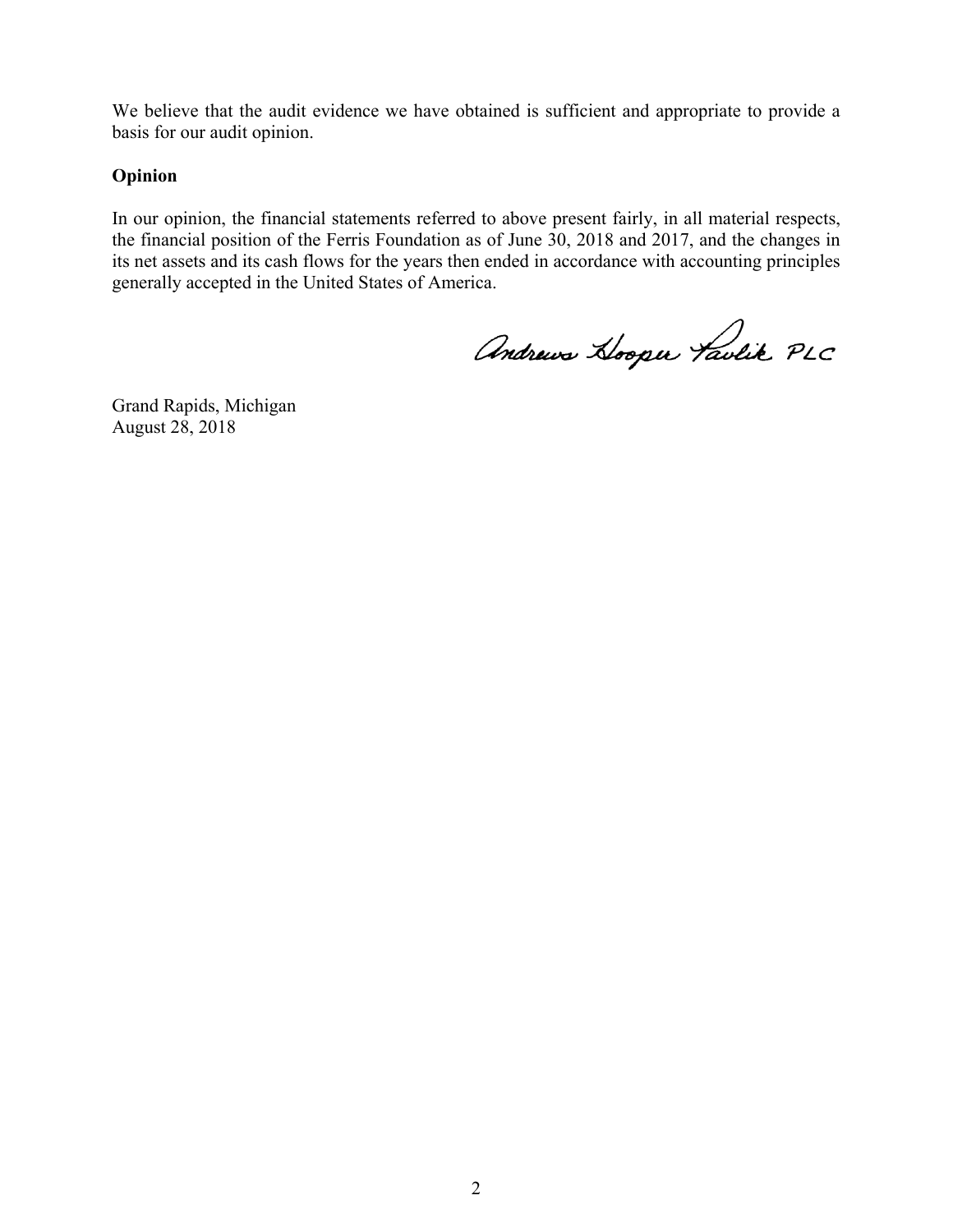We believe that the audit evidence we have obtained is sufficient and appropriate to provide a basis for our audit opinion.

**Opinion**

In our opinion, the financial statements referred to above present fairly, in all material respects, the financial position of the Ferris Foundation as of June 30, 2018 and 2017, and the changes in its net assets and its cash flows for the years then ended in accordance with accounting principles generally accepted in the United States of America.

Andrews Hooper Pavlik PLC

Grand Rapids, Michigan
August 28, 2018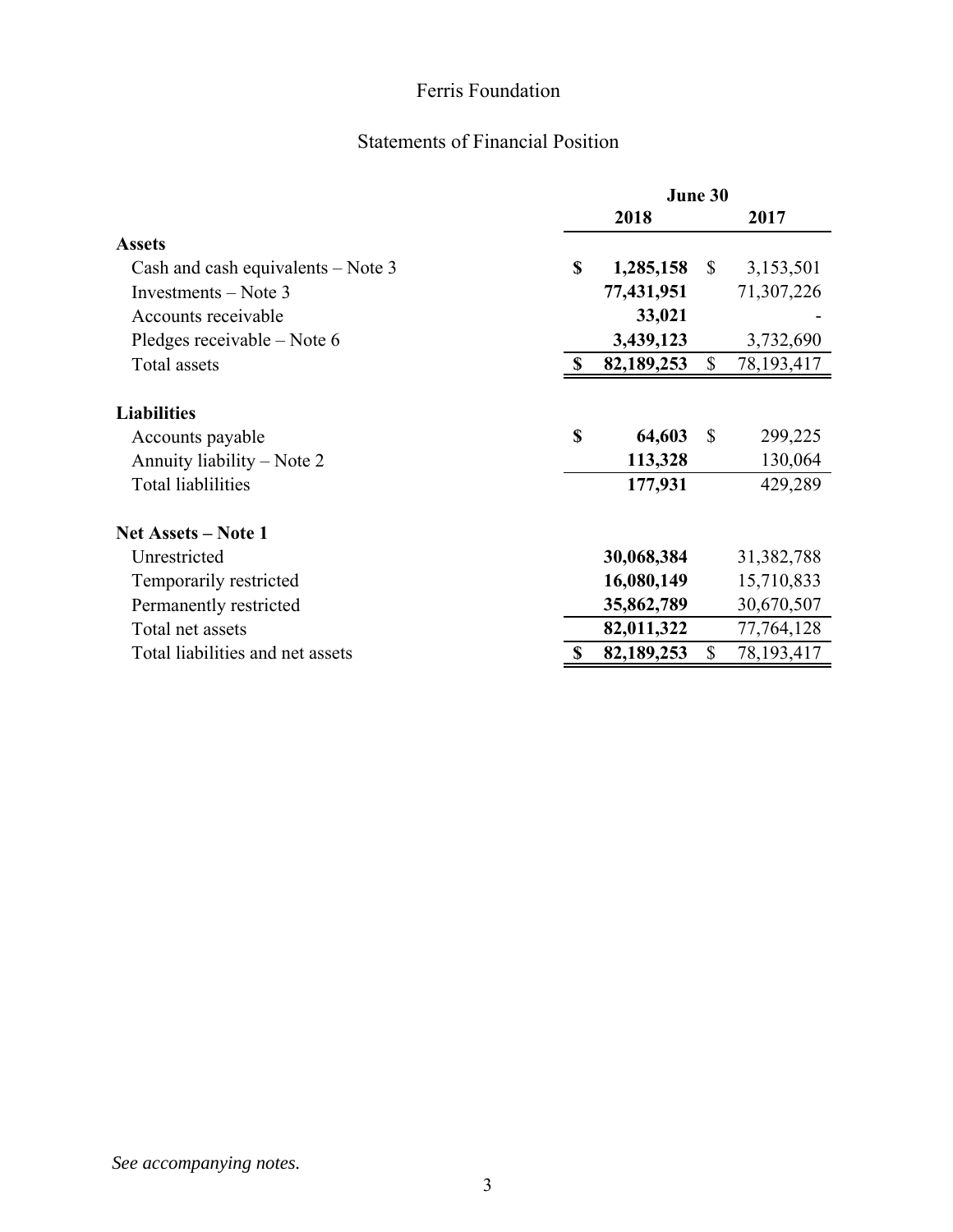# Ferris Foundation

## Statements of Financial Position

| | June 30 | |
|---|---|---|
| | **2018** | **2017** |
| **Assets** | | |
| Cash and cash equivalents – Note 3 | **$ 1,285,158** | $ 3,153,501 |
| Investments – Note 3 | **77,431,951** | 71,307,226 |
| Accounts receivable | **33,021** | - |
| Pledges receivable – Note 6 | **3,439,123** | 3,732,690 |
| Total assets | **$ 82,189,253** | $ 78,193,417 |
| | | |
| **Liabilities** | | |
| Accounts payable | **$ 64,603** | $ 299,225 |
| Annuity liability – Note 2 | **113,328** | 130,064 |
| Total liablilities | **177,931** | 429,289 |
| | | |
| **Net Assets – Note 1** | | |
| Unrestricted | **30,068,384** | 31,382,788 |
| Temporarily restricted | **16,080,149** | 15,710,833 |
| Permanently restricted | **35,862,789** | 30,670,507 |
| Total net assets | **82,011,322** | 77,764,128 |
| Total liabilities and net assets | **$ 82,189,253** | $ 78,193,417 |

*See accompanying notes.*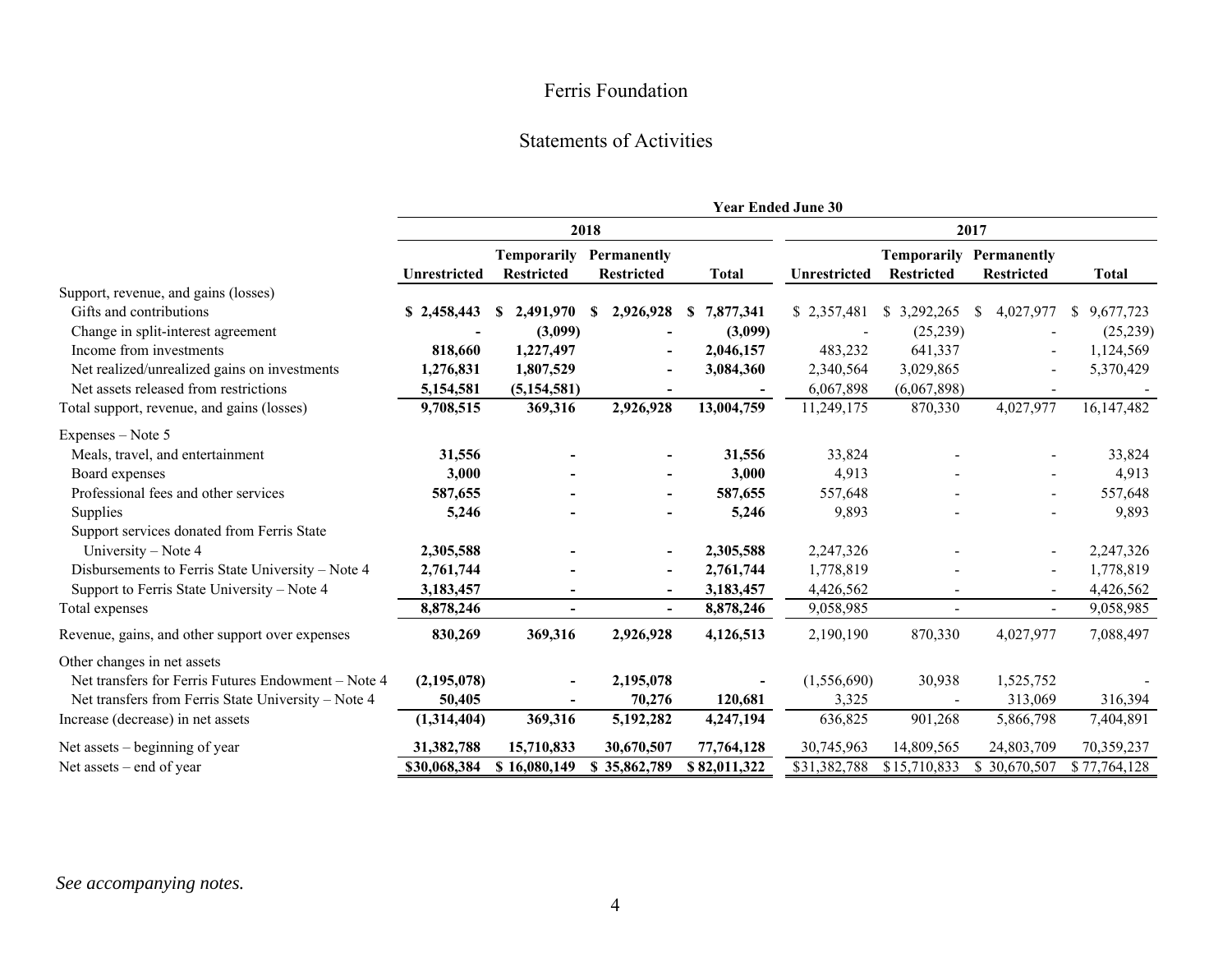# Ferris Foundation

## Statements of Activities

| | Year Ended June 30 | | | | | | | |
|---|---|---|---|---|---|---|---|---|
| | 2018 | | | | 2017 | | | |
| | Unrestricted | Temporarily Restricted | Permanently Restricted | Total | Unrestricted | Temporarily Restricted | Permanently Restricted | Total |
| Support, revenue, and gains (losses) | | | | | | | | |
| Gifts and contributions | **$ 2,458,443** | **$ 2,491,970** | **$ 2,926,928** | **$ 7,877,341** | $ 2,357,481 | $ 3,292,265 | $ 4,027,977 | $ 9,677,723 |
| Change in split-interest agreement | **-** | **(3,099)** | **-** | **(3,099)** | - | (25,239) | - | (25,239) |
| Income from investments | **818,660** | **1,227,497** | **-** | **2,046,157** | 483,232 | 641,337 | - | 1,124,569 |
| Net realized/unrealized gains on investments | **1,276,831** | **1,807,529** | **-** | **3,084,360** | 2,340,564 | 3,029,865 | - | 5,370,429 |
| Net assets released from restrictions | **5,154,581** | **(5,154,581)** | **-** | **-** | 6,067,898 | (6,067,898) | - | - |
| Total support, revenue, and gains (losses) | **9,708,515** | **369,316** | **2,926,928** | **13,004,759** | 11,249,175 | 870,330 | 4,027,977 | 16,147,482 |
| Expenses – Note 5 | | | | | | | | |
| Meals, travel, and entertainment | **31,556** | **-** | **-** | **31,556** | 33,824 | - | - | 33,824 |
| Board expenses | **3,000** | **-** | **-** | **3,000** | 4,913 | - | - | 4,913 |
| Professional fees and other services | **587,655** | **-** | **-** | **587,655** | 557,648 | - | - | 557,648 |
| Supplies | **5,246** | **-** | **-** | **5,246** | 9,893 | - | - | 9,893 |
| Support services donated from Ferris State University – Note 4 | **2,305,588** | **-** | **-** | **2,305,588** | 2,247,326 | - | - | 2,247,326 |
| Disbursements to Ferris State University – Note 4 | **2,761,744** | **-** | **-** | **2,761,744** | 1,778,819 | - | - | 1,778,819 |
| Support to Ferris State University – Note 4 | **3,183,457** | **-** | **-** | **3,183,457** | 4,426,562 | - | - | 4,426,562 |
| Total expenses | **8,878,246** | **-** | **-** | **8,878,246** | 9,058,985 | - | - | 9,058,985 |
| Revenue, gains, and other support over expenses | **830,269** | **369,316** | **2,926,928** | **4,126,513** | 2,190,190 | 870,330 | 4,027,977 | 7,088,497 |
| Other changes in net assets | | | | | | | | |
| Net transfers for Ferris Futures Endowment – Note 4 | **(2,195,078)** | **-** | **2,195,078** | **-** | (1,556,690) | 30,938 | 1,525,752 | - |
| Net transfers from Ferris State University – Note 4 | **50,405** | **-** | **70,276** | **120,681** | 3,325 | - | 313,069 | 316,394 |
| Increase (decrease) in net assets | **(1,314,404)** | **369,316** | **5,192,282** | **4,247,194** | 636,825 | 901,268 | 5,866,798 | 7,404,891 |
| Net assets – beginning of year | **31,382,788** | **15,710,833** | **30,670,507** | **77,764,128** | 30,745,963 | 14,809,565 | 24,803,709 | 70,359,237 |
| Net assets – end of year | **$30,068,384** | **$ 16,080,149** | **$ 35,862,789** | **$ 82,011,322** | $31,382,788 | $15,710,833 | $ 30,670,507 | $ 77,764,128 |

*See accompanying notes.*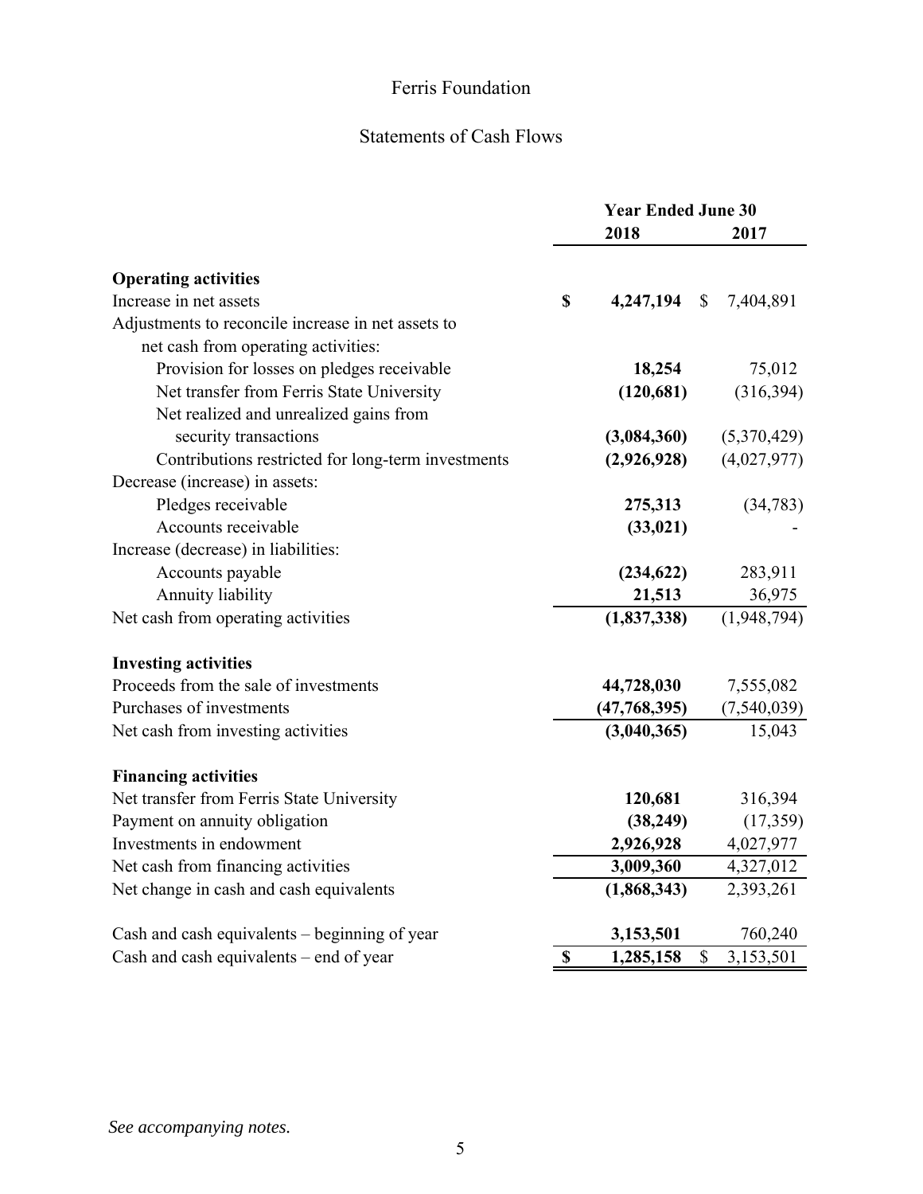# Ferris Foundation

## Statements of Cash Flows

| | Year Ended June 30 | |
|---|---|---|
| | **2018** | **2017** |
| **Operating activities** | | |
| Increase in net assets | **$ 4,247,194** | $ 7,404,891 |
| Adjustments to reconcile increase in net assets to net cash from operating activities: | | |
| Provision for losses on pledges receivable | **18,254** | 75,012 |
| Net transfer from Ferris State University | **(120,681)** | (316,394) |
| Net realized and unrealized gains from security transactions | **(3,084,360)** | (5,370,429) |
| Contributions restricted for long-term investments | **(2,926,928)** | (4,027,977) |
| Decrease (increase) in assets: | | |
| Pledges receivable | **275,313** | (34,783) |
| Accounts receivable | **(33,021)** | - |
| Increase (decrease) in liabilities: | | |
| Accounts payable | **(234,622)** | 283,911 |
| Annuity liability | **21,513** | 36,975 |
| Net cash from operating activities | **(1,837,338)** | (1,948,794) |
| **Investing activities** | | |
| Proceeds from the sale of investments | **44,728,030** | 7,555,082 |
| Purchases of investments | **(47,768,395)** | (7,540,039) |
| Net cash from investing activities | **(3,040,365)** | 15,043 |
| **Financing activities** | | |
| Net transfer from Ferris State University | **120,681** | 316,394 |
| Payment on annuity obligation | **(38,249)** | (17,359) |
| Investments in endowment | **2,926,928** | 4,027,977 |
| Net cash from financing activities | **3,009,360** | 4,327,012 |
| Net change in cash and cash equivalents | **(1,868,343)** | 2,393,261 |
| Cash and cash equivalents – beginning of year | **3,153,501** | 760,240 |
| Cash and cash equivalents – end of year | **$ 1,285,158** | $ 3,153,501 |

*See accompanying notes.*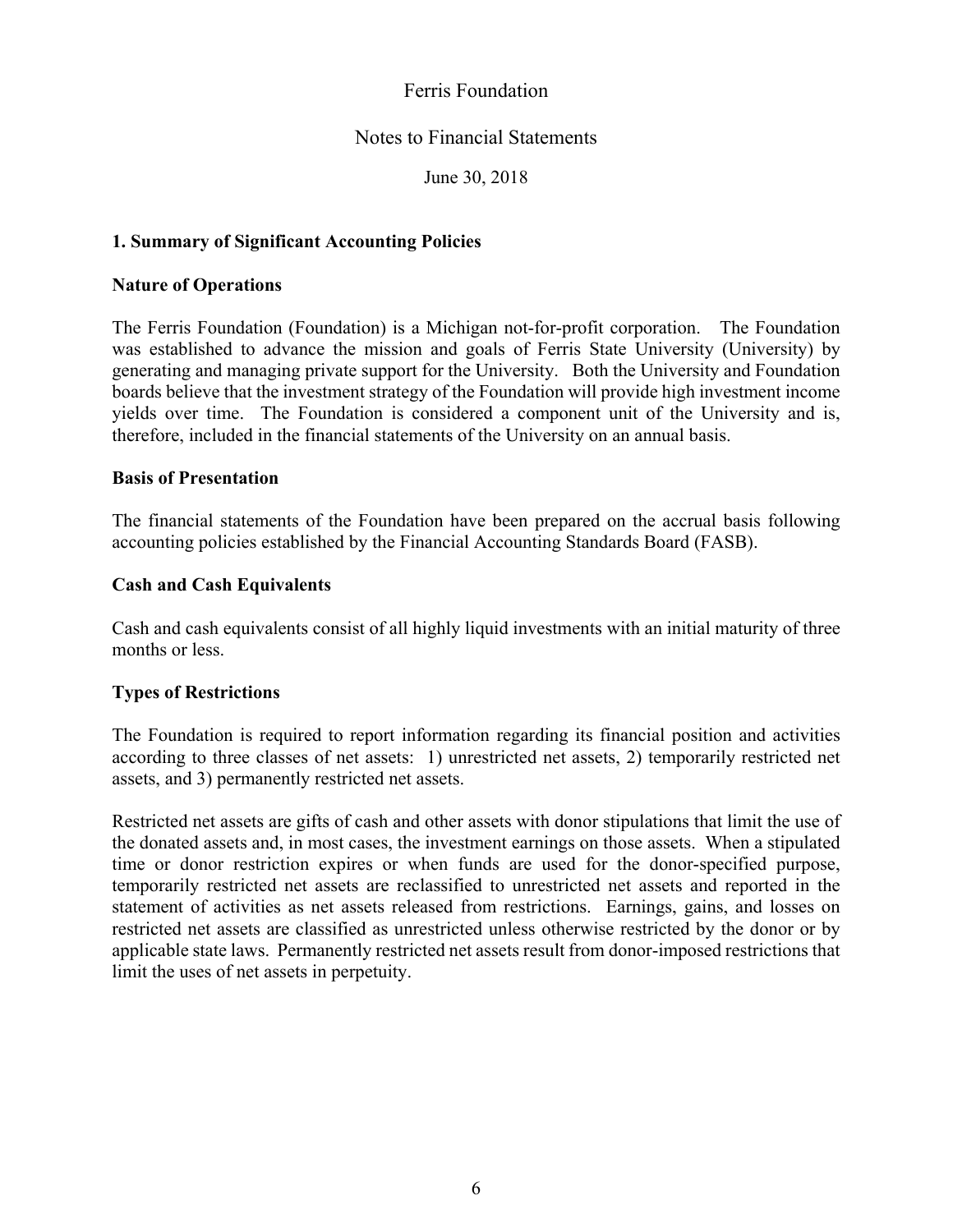# Ferris Foundation

## Notes to Financial Statements

June 30, 2018

### 1. Summary of Significant Accounting Policies

#### Nature of Operations

The Ferris Foundation (Foundation) is a Michigan not-for-profit corporation. The Foundation was established to advance the mission and goals of Ferris State University (University) by generating and managing private support for the University. Both the University and Foundation boards believe that the investment strategy of the Foundation will provide high investment income yields over time. The Foundation is considered a component unit of the University and is, therefore, included in the financial statements of the University on an annual basis.

#### Basis of Presentation

The financial statements of the Foundation have been prepared on the accrual basis following accounting policies established by the Financial Accounting Standards Board (FASB).

#### Cash and Cash Equivalents

Cash and cash equivalents consist of all highly liquid investments with an initial maturity of three months or less.

#### Types of Restrictions

The Foundation is required to report information regarding its financial position and activities according to three classes of net assets: 1) unrestricted net assets, 2) temporarily restricted net assets, and 3) permanently restricted net assets.

Restricted net assets are gifts of cash and other assets with donor stipulations that limit the use of the donated assets and, in most cases, the investment earnings on those assets. When a stipulated time or donor restriction expires or when funds are used for the donor-specified purpose, temporarily restricted net assets are reclassified to unrestricted net assets and reported in the statement of activities as net assets released from restrictions. Earnings, gains, and losses on restricted net assets are classified as unrestricted unless otherwise restricted by the donor or by applicable state laws. Permanently restricted net assets result from donor-imposed restrictions that limit the uses of net assets in perpetuity.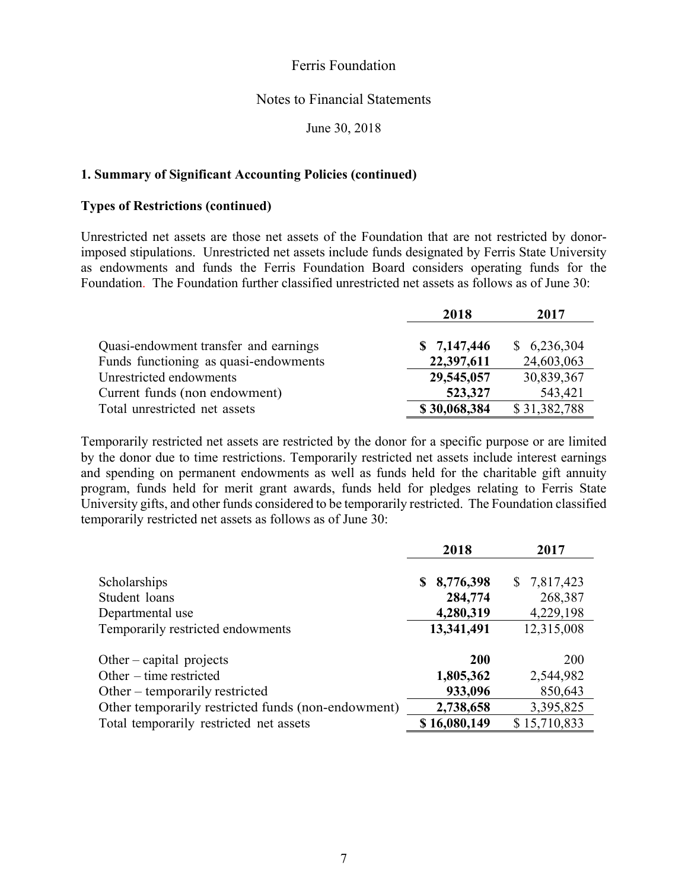## 1. Summary of Significant Accounting Policies (continued)

### Types of Restrictions (continued)

Unrestricted net assets are those net assets of the Foundation that are not restricted by donor-imposed stipulations. Unrestricted net assets include funds designated by Ferris State University as endowments and funds the Ferris Foundation Board considers operating funds for the Foundation. The Foundation further classified unrestricted net assets as follows as of June 30:

| | 2018 | 2017 |
|---|---|---|
| Quasi-endowment transfer and earnings | **$ 7,147,446** | $ 6,236,304 |
| Funds functioning as quasi-endowments | **22,397,611** | 24,603,063 |
| Unrestricted endowments | **29,545,057** | 30,839,367 |
| Current funds (non endowment) | **523,327** | 543,421 |
| Total unrestricted net assets | **$ 30,068,384** | $ 31,382,788 |

Temporarily restricted net assets are restricted by the donor for a specific purpose or are limited by the donor due to time restrictions. Temporarily restricted net assets include interest earnings and spending on permanent endowments as well as funds held for the charitable gift annuity program, funds held for merit grant awards, funds held for pledges relating to Ferris State University gifts, and other funds considered to be temporarily restricted. The Foundation classified temporarily restricted net assets as follows as of June 30:

| | 2018 | 2017 |
|---|---|---|
| Scholarships | **$ 8,776,398** | $ 7,817,423 |
| Student loans | **284,774** | 268,387 |
| Departmental use | **4,280,319** | 4,229,198 |
| Temporarily restricted endowments | **13,341,491** | 12,315,008 |
| | | |
| Other – capital projects | **200** | 200 |
| Other – time restricted | **1,805,362** | 2,544,982 |
| Other – temporarily restricted | **933,096** | 850,643 |
| Other temporarily restricted funds (non-endowment) | **2,738,658** | 3,395,825 |
| Total temporarily restricted net assets | **$ 16,080,149** | $ 15,710,833 |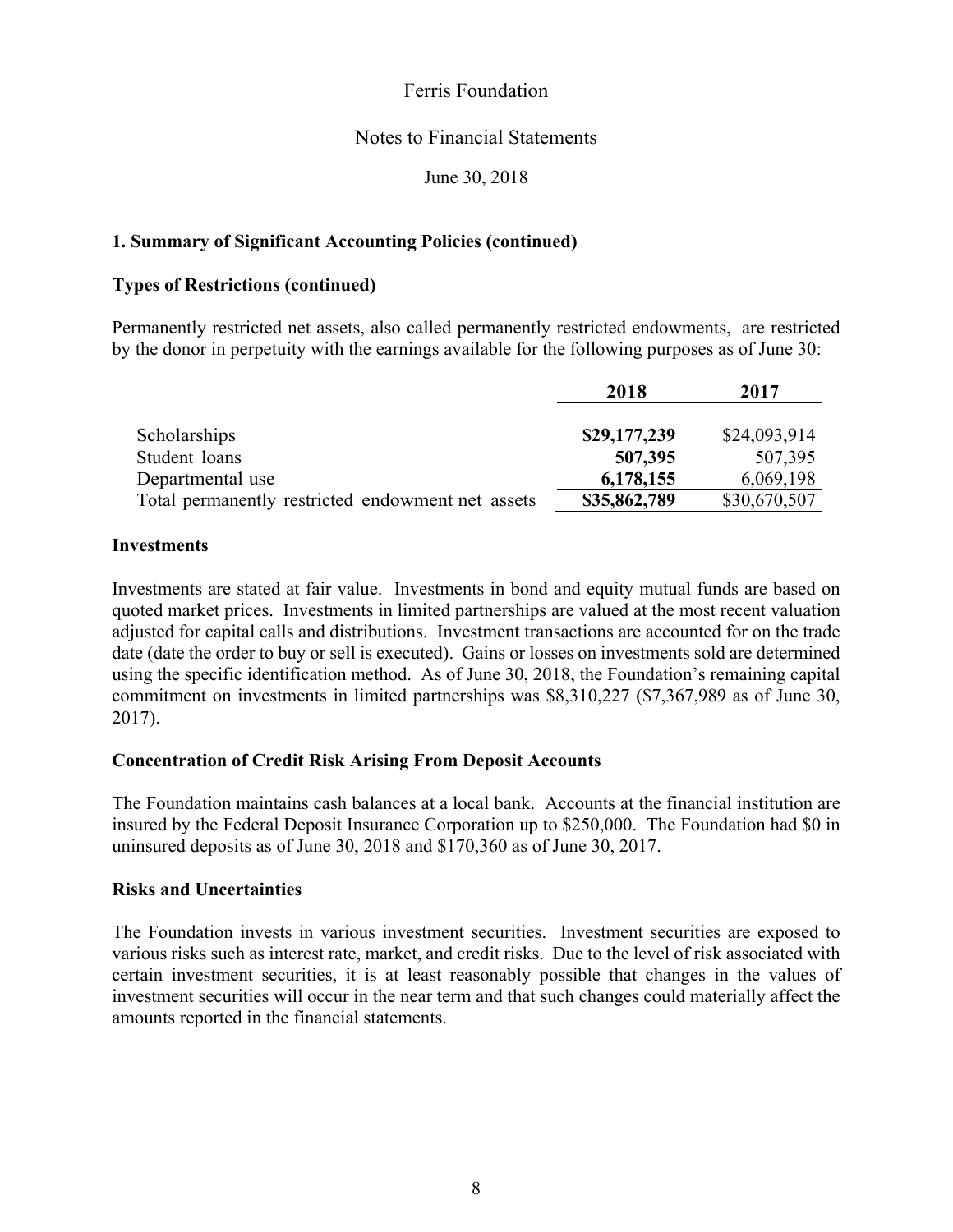Ferris Foundation

Notes to Financial Statements

June 30, 2018

## 1. Summary of Significant Accounting Policies (continued)

### Types of Restrictions (continued)

Permanently restricted net assets, also called permanently restricted endowments, are restricted by the donor in perpetuity with the earnings available for the following purposes as of June 30:

| | 2018 | 2017 |
|---|---|---|
| Scholarships | **$29,177,239** | $24,093,914 |
| Student loans | **507,395** | 507,395 |
| Departmental use | **6,178,155** | 6,069,198 |
| Total permanently restricted endowment net assets | **$35,862,789** | $30,670,507 |

### Investments

Investments are stated at fair value. Investments in bond and equity mutual funds are based on quoted market prices. Investments in limited partnerships are valued at the most recent valuation adjusted for capital calls and distributions. Investment transactions are accounted for on the trade date (date the order to buy or sell is executed). Gains or losses on investments sold are determined using the specific identification method. As of June 30, 2018, the Foundation's remaining capital commitment on investments in limited partnerships was $8,310,227 ($7,367,989 as of June 30, 2017).

### Concentration of Credit Risk Arising From Deposit Accounts

The Foundation maintains cash balances at a local bank. Accounts at the financial institution are insured by the Federal Deposit Insurance Corporation up to $250,000. The Foundation had $0 in uninsured deposits as of June 30, 2018 and $170,360 as of June 30, 2017.

### Risks and Uncertainties

The Foundation invests in various investment securities. Investment securities are exposed to various risks such as interest rate, market, and credit risks. Due to the level of risk associated with certain investment securities, it is at least reasonably possible that changes in the values of investment securities will occur in the near term and that such changes could materially affect the amounts reported in the financial statements.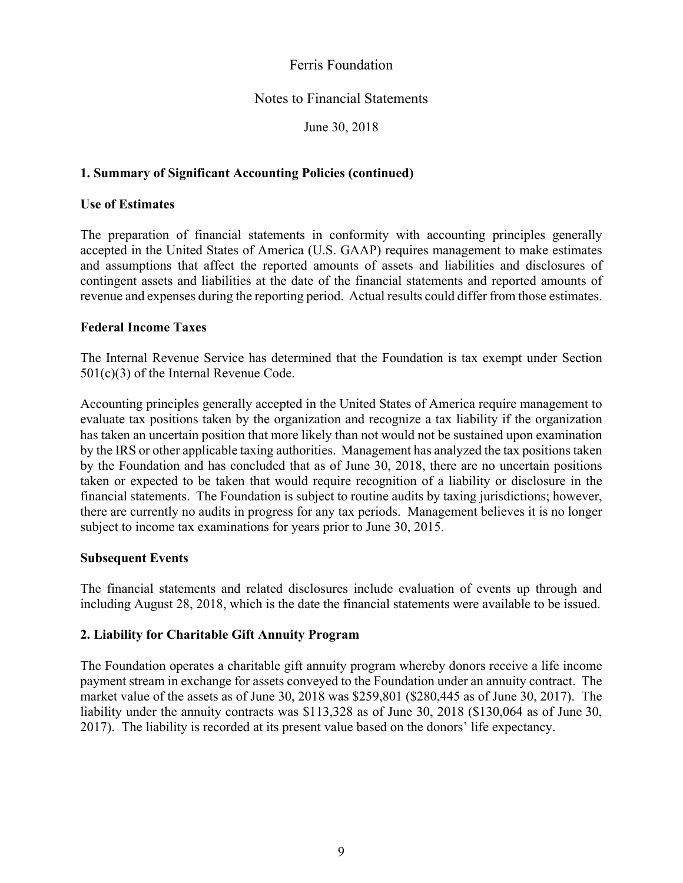Ferris Foundation

Notes to Financial Statements

June 30, 2018

## 1. Summary of Significant Accounting Policies (continued)

### Use of Estimates

The preparation of financial statements in conformity with accounting principles generally accepted in the United States of America (U.S. GAAP) requires management to make estimates and assumptions that affect the reported amounts of assets and liabilities and disclosures of contingent assets and liabilities at the date of the financial statements and reported amounts of revenue and expenses during the reporting period. Actual results could differ from those estimates.

### Federal Income Taxes

The Internal Revenue Service has determined that the Foundation is tax exempt under Section 501(c)(3) of the Internal Revenue Code.

Accounting principles generally accepted in the United States of America require management to evaluate tax positions taken by the organization and recognize a tax liability if the organization has taken an uncertain position that more likely than not would not be sustained upon examination by the IRS or other applicable taxing authorities. Management has analyzed the tax positions taken by the Foundation and has concluded that as of June 30, 2018, there are no uncertain positions taken or expected to be taken that would require recognition of a liability or disclosure in the financial statements. The Foundation is subject to routine audits by taxing jurisdictions; however, there are currently no audits in progress for any tax periods. Management believes it is no longer subject to income tax examinations for years prior to June 30, 2015.

### Subsequent Events

The financial statements and related disclosures include evaluation of events up through and including August 28, 2018, which is the date the financial statements were available to be issued.

## 2. Liability for Charitable Gift Annuity Program

The Foundation operates a charitable gift annuity program whereby donors receive a life income payment stream in exchange for assets conveyed to the Foundation under an annuity contract. The market value of the assets as of June 30, 2018 was $259,801 ($280,445 as of June 30, 2017). The liability under the annuity contracts was $113,328 as of June 30, 2018 ($130,064 as of June 30, 2017). The liability is recorded at its present value based on the donors' life expectancy.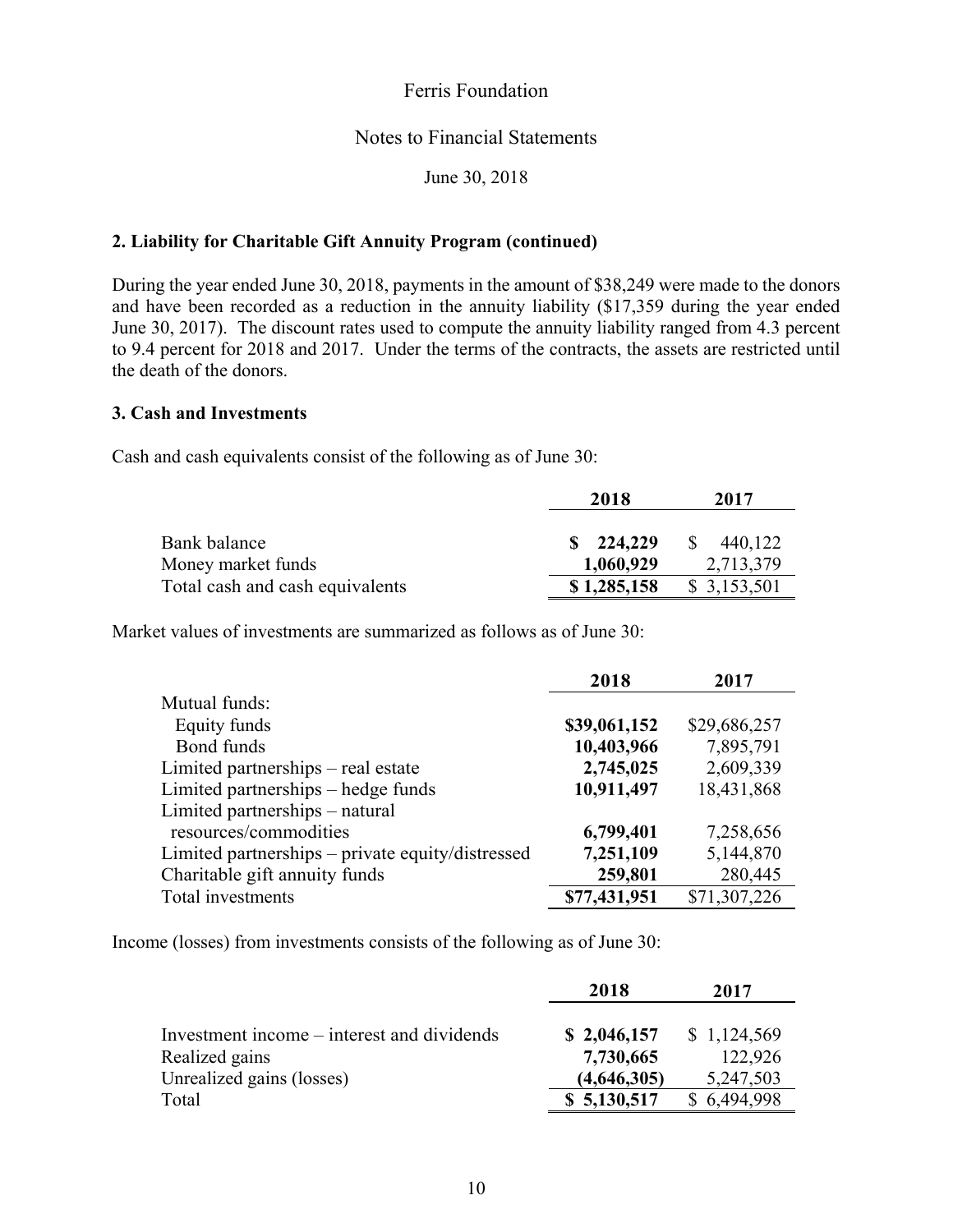Ferris Foundation

Notes to Financial Statements

June 30, 2018

**2. Liability for Charitable Gift Annuity Program (continued)**

During the year ended June 30, 2018, payments in the amount of $38,249 were made to the donors and have been recorded as a reduction in the annuity liability ($17,359 during the year ended June 30, 2017). The discount rates used to compute the annuity liability ranged from 4.3 percent to 9.4 percent for 2018 and 2017. Under the terms of the contracts, the assets are restricted until the death of the donors.

**3. Cash and Investments**

Cash and cash equivalents consist of the following as of June 30:

| | 2018 | 2017 |
|---|---|---|
| Bank balance | **$ 224,229** | $ 440,122 |
| Money market funds | **1,060,929** | 2,713,379 |
| Total cash and cash equivalents | **$ 1,285,158** | $ 3,153,501 |

Market values of investments are summarized as follows as of June 30:

| | 2018 | 2017 |
|---|---|---|
| Mutual funds: | | |
| Equity funds | **$39,061,152** | $29,686,257 |
| Bond funds | **10,403,966** | 7,895,791 |
| Limited partnerships – real estate | **2,745,025** | 2,609,339 |
| Limited partnerships – hedge funds | **10,911,497** | 18,431,868 |
| Limited partnerships – natural resources/commodities | **6,799,401** | 7,258,656 |
| Limited partnerships – private equity/distressed | **7,251,109** | 5,144,870 |
| Charitable gift annuity funds | **259,801** | 280,445 |
| Total investments | **$77,431,951** | $71,307,226 |

Income (losses) from investments consists of the following as of June 30:

| | 2018 | 2017 |
|---|---|---|
| Investment income – interest and dividends | **$ 2,046,157** | $ 1,124,569 |
| Realized gains | **7,730,665** | 122,926 |
| Unrealized gains (losses) | **(4,646,305)** | 5,247,503 |
| Total | **$ 5,130,517** | $ 6,494,998 |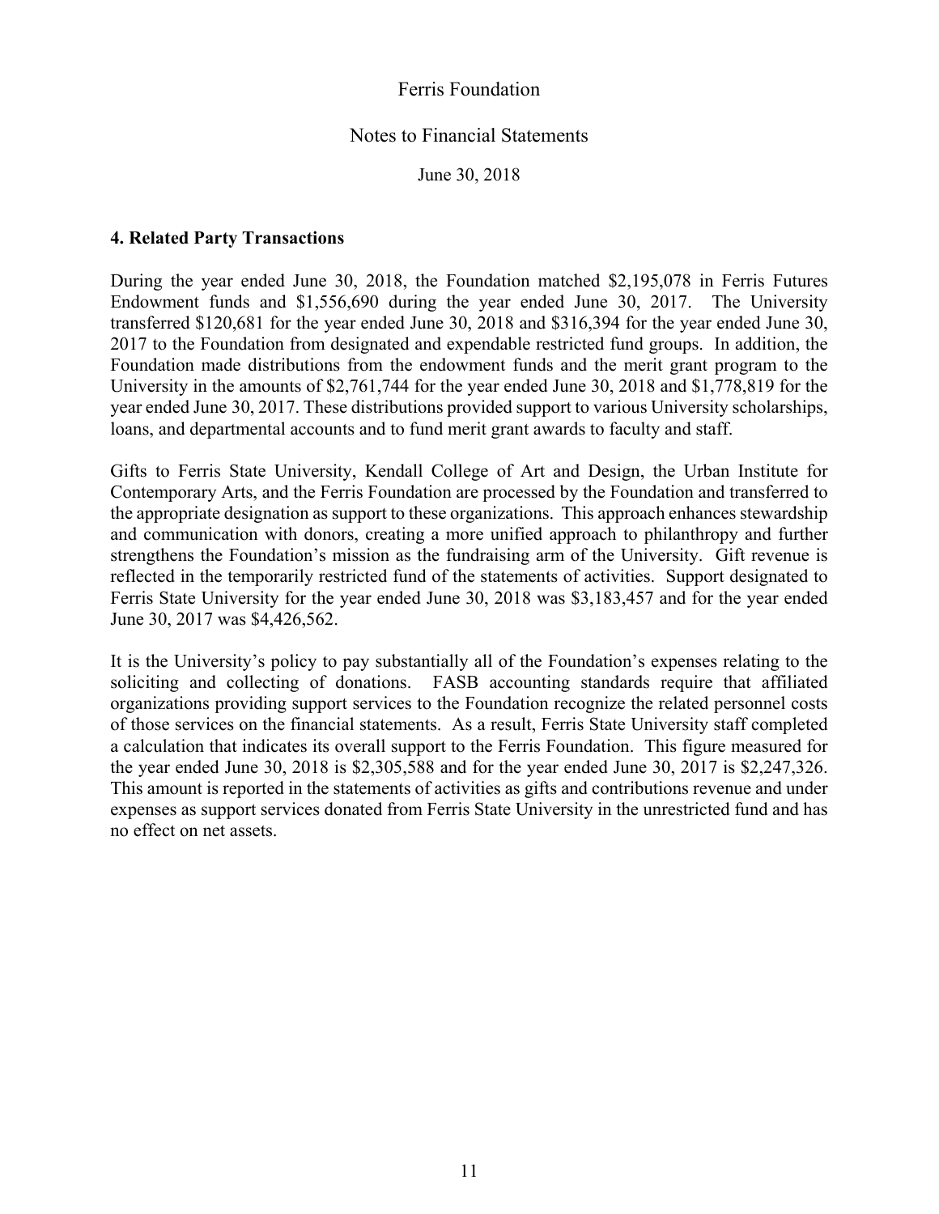## 4. Related Party Transactions

During the year ended June 30, 2018, the Foundation matched $2,195,078 in Ferris Futures Endowment funds and $1,556,690 during the year ended June 30, 2017. The University transferred $120,681 for the year ended June 30, 2018 and $316,394 for the year ended June 30, 2017 to the Foundation from designated and expendable restricted fund groups. In addition, the Foundation made distributions from the endowment funds and the merit grant program to the University in the amounts of $2,761,744 for the year ended June 30, 2018 and $1,778,819 for the year ended June 30, 2017. These distributions provided support to various University scholarships, loans, and departmental accounts and to fund merit grant awards to faculty and staff.

Gifts to Ferris State University, Kendall College of Art and Design, the Urban Institute for Contemporary Arts, and the Ferris Foundation are processed by the Foundation and transferred to the appropriate designation as support to these organizations. This approach enhances stewardship and communication with donors, creating a more unified approach to philanthropy and further strengthens the Foundation's mission as the fundraising arm of the University. Gift revenue is reflected in the temporarily restricted fund of the statements of activities. Support designated to Ferris State University for the year ended June 30, 2018 was $3,183,457 and for the year ended June 30, 2017 was $4,426,562.

It is the University's policy to pay substantially all of the Foundation's expenses relating to the soliciting and collecting of donations. FASB accounting standards require that affiliated organizations providing support services to the Foundation recognize the related personnel costs of those services on the financial statements. As a result, Ferris State University staff completed a calculation that indicates its overall support to the Ferris Foundation. This figure measured for the year ended June 30, 2018 is $2,305,588 and for the year ended June 30, 2017 is $2,247,326. This amount is reported in the statements of activities as gifts and contributions revenue and under expenses as support services donated from Ferris State University in the unrestricted fund and has no effect on net assets.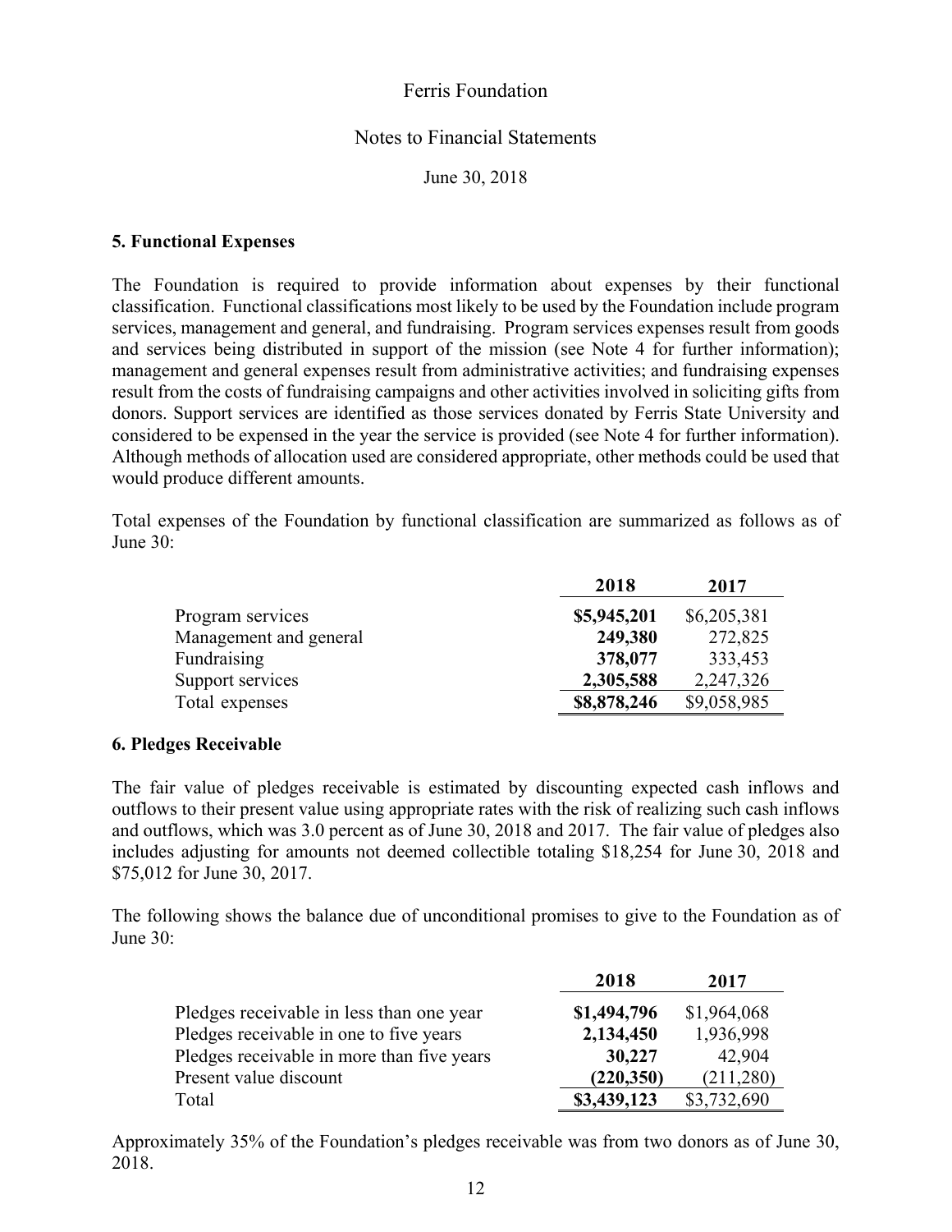Ferris Foundation

Notes to Financial Statements

June 30, 2018

### 5. Functional Expenses

The Foundation is required to provide information about expenses by their functional classification. Functional classifications most likely to be used by the Foundation include program services, management and general, and fundraising. Program services expenses result from goods and services being distributed in support of the mission (see Note 4 for further information); management and general expenses result from administrative activities; and fundraising expenses result from the costs of fundraising campaigns and other activities involved in soliciting gifts from donors. Support services are identified as those services donated by Ferris State University and considered to be expensed in the year the service is provided (see Note 4 for further information). Although methods of allocation used are considered appropriate, other methods could be used that would produce different amounts.

Total expenses of the Foundation by functional classification are summarized as follows as of June 30:

| | **2018** | **2017** |
|---|---|---|
| Program services | **$5,945,201** | $6,205,381 |
| Management and general | **249,380** | 272,825 |
| Fundraising | **378,077** | 333,453 |
| Support services | **2,305,588** | 2,247,326 |
| Total expenses | **$8,878,246** | $9,058,985 |

### 6. Pledges Receivable

The fair value of pledges receivable is estimated by discounting expected cash inflows and outflows to their present value using appropriate rates with the risk of realizing such cash inflows and outflows, which was 3.0 percent as of June 30, 2018 and 2017. The fair value of pledges also includes adjusting for amounts not deemed collectible totaling $18,254 for June 30, 2018 and $75,012 for June 30, 2017.

The following shows the balance due of unconditional promises to give to the Foundation as of June 30:

| | **2018** | **2017** |
|---|---|---|
| Pledges receivable in less than one year | **$1,494,796** | $1,964,068 |
| Pledges receivable in one to five years | **2,134,450** | 1,936,998 |
| Pledges receivable in more than five years | **30,227** | 42,904 |
| Present value discount | **(220,350)** | (211,280) |
| Total | **$3,439,123** | $3,732,690 |

Approximately 35% of the Foundation's pledges receivable was from two donors as of June 30, 2018.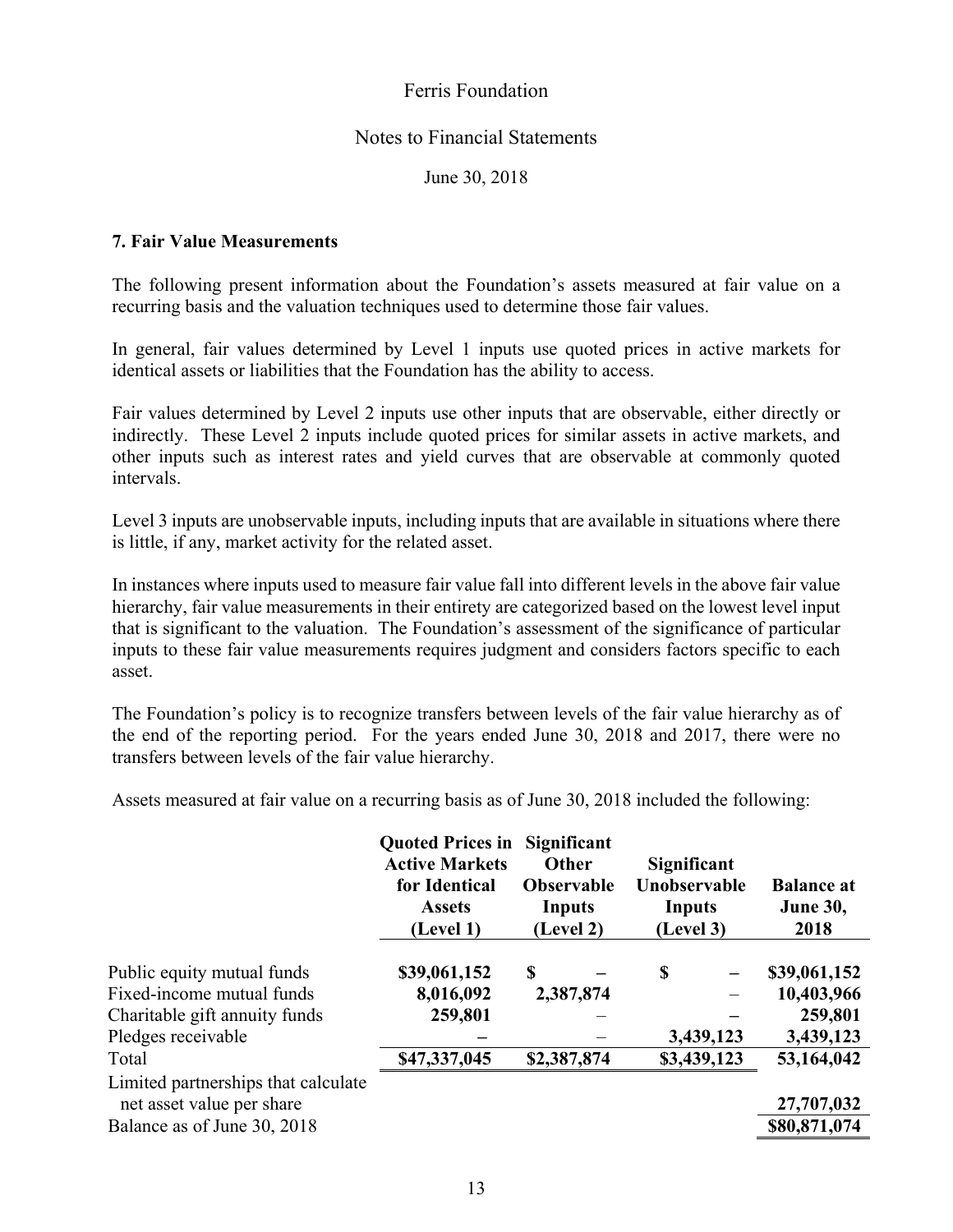Ferris Foundation

Notes to Financial Statements

June 30, 2018

### 7. Fair Value Measurements

The following present information about the Foundation's assets measured at fair value on a recurring basis and the valuation techniques used to determine those fair values.

In general, fair values determined by Level 1 inputs use quoted prices in active markets for identical assets or liabilities that the Foundation has the ability to access.

Fair values determined by Level 2 inputs use other inputs that are observable, either directly or indirectly. These Level 2 inputs include quoted prices for similar assets in active markets, and other inputs such as interest rates and yield curves that are observable at commonly quoted intervals.

Level 3 inputs are unobservable inputs, including inputs that are available in situations where there is little, if any, market activity for the related asset.

In instances where inputs used to measure fair value fall into different levels in the above fair value hierarchy, fair value measurements in their entirety are categorized based on the lowest level input that is significant to the valuation. The Foundation's assessment of the significance of particular inputs to these fair value measurements requires judgment and considers factors specific to each asset.

The Foundation's policy is to recognize transfers between levels of the fair value hierarchy as of the end of the reporting period. For the years ended June 30, 2018 and 2017, there were no transfers between levels of the fair value hierarchy.

Assets measured at fair value on a recurring basis as of June 30, 2018 included the following:

| | **Quoted Prices in Active Markets for Identical Assets (Level 1)** | **Significant Other Observable Inputs (Level 2)** | **Significant Unobservable Inputs (Level 3)** | **Balance at June 30, 2018** |
|---|---|---|---|---|
| Public equity mutual funds | **$39,061,152** | **$ –** | **$ –** | **$39,061,152** |
| Fixed-income mutual funds | **8,016,092** | **2,387,874** | – | **10,403,966** |
| Charitable gift annuity funds | **259,801** | – | **–** | **259,801** |
| Pledges receivable | **–** | – | **3,439,123** | **3,439,123** |
| Total | **$47,337,045** | **$2,387,874** | **$3,439,123** | **53,164,042** |
| Limited partnerships that calculate net asset value per share | | | | **27,707,032** |
| Balance as of June 30, 2018 | | | | **$80,871,074** |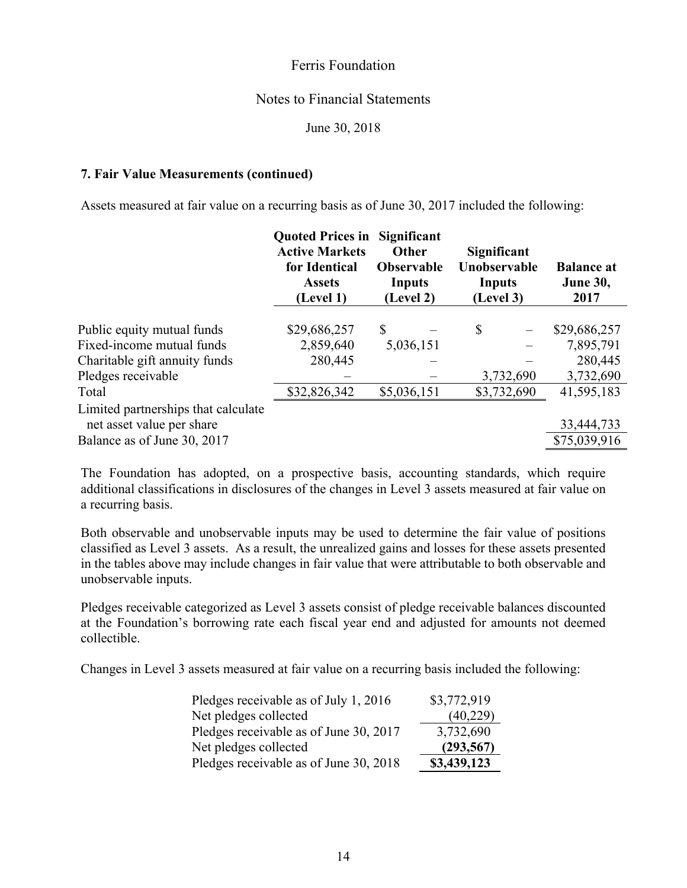### 7. Fair Value Measurements (continued)

Assets measured at fair value on a recurring basis as of June 30, 2017 included the following:

| | Quoted Prices in Active Markets for Identical Assets (Level 1) | Significant Other Observable Inputs (Level 2) | Significant Unobservable Inputs (Level 3) | Balance at June 30, 2017 |
|---|---|---|---|---|
| Public equity mutual funds | $29,686,257 | $ – | $ – | $29,686,257 |
| Fixed-income mutual funds | 2,859,640 | 5,036,151 | – | 7,895,791 |
| Charitable gift annuity funds | 280,445 | – | – | 280,445 |
| Pledges receivable | – | – | 3,732,690 | 3,732,690 |
| Total | $32,826,342 | $5,036,151 | $3,732,690 | 41,595,183 |
| Limited partnerships that calculate net asset value per share | | | | 33,444,733 |
| Balance as of June 30, 2017 | | | | $75,039,916 |

The Foundation has adopted, on a prospective basis, accounting standards, which require additional classifications in disclosures of the changes in Level 3 assets measured at fair value on a recurring basis.

Both observable and unobservable inputs may be used to determine the fair value of positions classified as Level 3 assets. As a result, the unrealized gains and losses for these assets presented in the tables above may include changes in fair value that were attributable to both observable and unobservable inputs.

Pledges receivable categorized as Level 3 assets consist of pledge receivable balances discounted at the Foundation's borrowing rate each fiscal year end and adjusted for amounts not deemed collectible.

Changes in Level 3 assets measured at fair value on a recurring basis included the following:

| | |
|---|---|
| Pledges receivable as of July 1, 2016 | $3,772,919 |
| Net pledges collected | (40,229) |
| Pledges receivable as of June 30, 2017 | 3,732,690 |
| Net pledges collected | **(293,567)** |
| Pledges receivable as of June 30, 2018 | **$3,439,123** |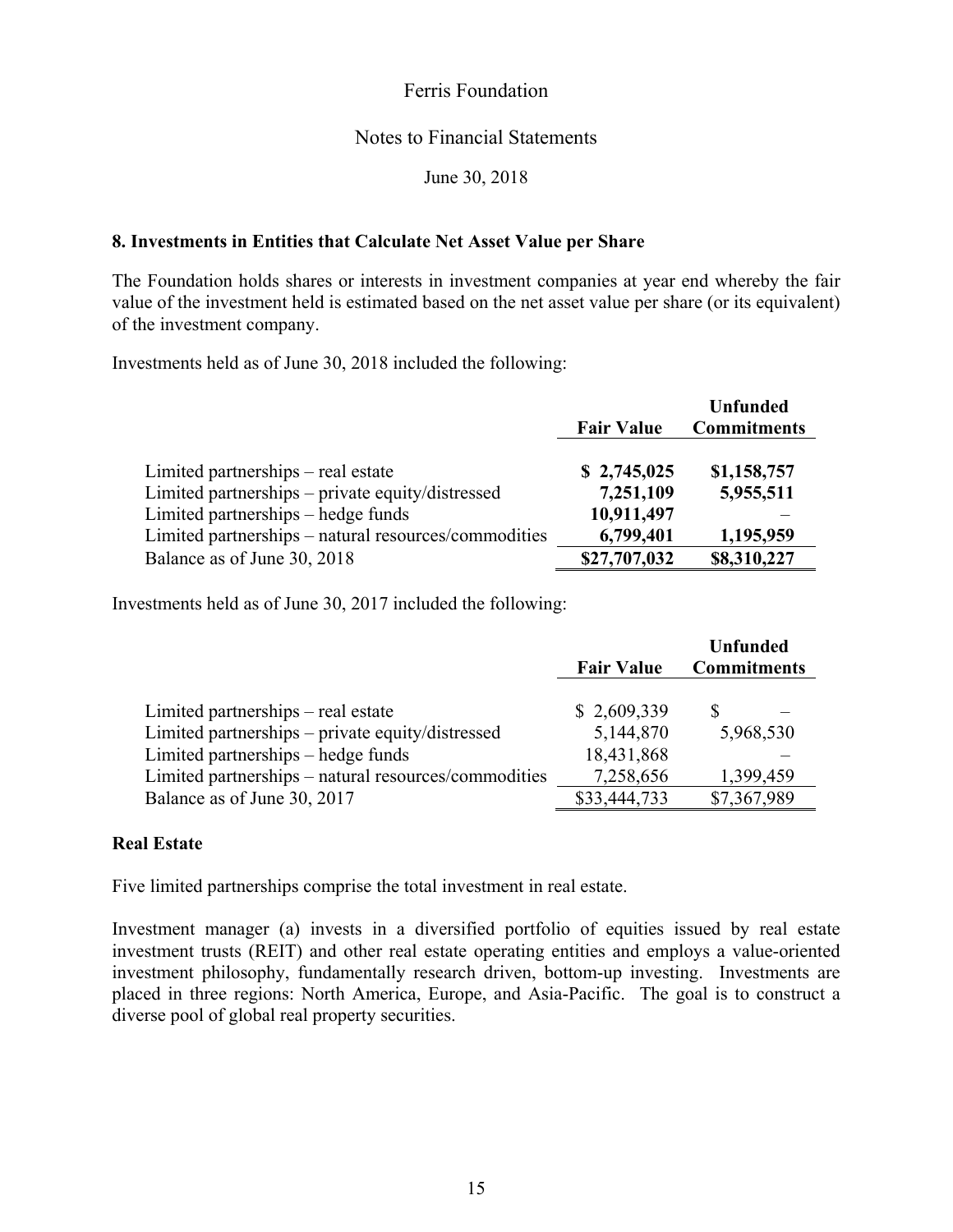Ferris Foundation

Notes to Financial Statements

June 30, 2018

### 8. Investments in Entities that Calculate Net Asset Value per Share

The Foundation holds shares or interests in investment companies at year end whereby the fair value of the investment held is estimated based on the net asset value per share (or its equivalent) of the investment company.

Investments held as of June 30, 2018 included the following:

| | Fair Value | Unfunded Commitments |
|---|---|---|
| Limited partnerships – real estate | **$ 2,745,025** | **$1,158,757** |
| Limited partnerships – private equity/distressed | **7,251,109** | **5,955,511** |
| Limited partnerships – hedge funds | **10,911,497** | **–** |
| Limited partnerships – natural resources/commodities | **6,799,401** | **1,195,959** |
| Balance as of June 30, 2018 | **$27,707,032** | **$8,310,227** |

Investments held as of June 30, 2017 included the following:

| | Fair Value | Unfunded Commitments |
|---|---|---|
| Limited partnerships – real estate | $ 2,609,339 | $ – |
| Limited partnerships – private equity/distressed | 5,144,870 | 5,968,530 |
| Limited partnerships – hedge funds | 18,431,868 | – |
| Limited partnerships – natural resources/commodities | 7,258,656 | 1,399,459 |
| Balance as of June 30, 2017 | $33,444,733 | $7,367,989 |

#### Real Estate

Five limited partnerships comprise the total investment in real estate.

Investment manager (a) invests in a diversified portfolio of equities issued by real estate investment trusts (REIT) and other real estate operating entities and employs a value-oriented investment philosophy, fundamentally research driven, bottom-up investing. Investments are placed in three regions: North America, Europe, and Asia-Pacific. The goal is to construct a diverse pool of global real property securities.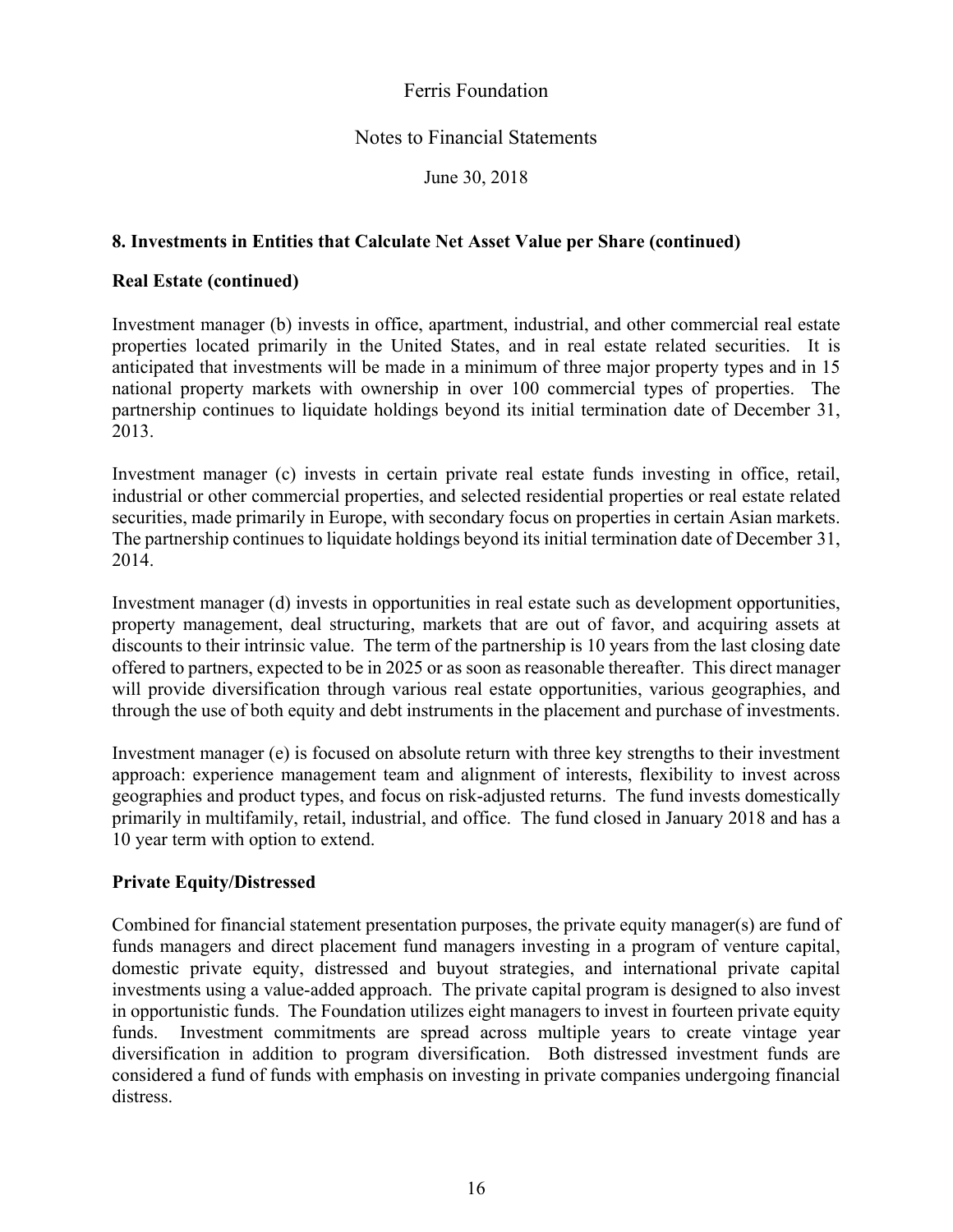## 8. Investments in Entities that Calculate Net Asset Value per Share (continued)

### Real Estate (continued)

Investment manager (b) invests in office, apartment, industrial, and other commercial real estate properties located primarily in the United States, and in real estate related securities. It is anticipated that investments will be made in a minimum of three major property types and in 15 national property markets with ownership in over 100 commercial types of properties. The partnership continues to liquidate holdings beyond its initial termination date of December 31, 2013.

Investment manager (c) invests in certain private real estate funds investing in office, retail, industrial or other commercial properties, and selected residential properties or real estate related securities, made primarily in Europe, with secondary focus on properties in certain Asian markets. The partnership continues to liquidate holdings beyond its initial termination date of December 31, 2014.

Investment manager (d) invests in opportunities in real estate such as development opportunities, property management, deal structuring, markets that are out of favor, and acquiring assets at discounts to their intrinsic value. The term of the partnership is 10 years from the last closing date offered to partners, expected to be in 2025 or as soon as reasonable thereafter. This direct manager will provide diversification through various real estate opportunities, various geographies, and through the use of both equity and debt instruments in the placement and purchase of investments.

Investment manager (e) is focused on absolute return with three key strengths to their investment approach: experience management team and alignment of interests, flexibility to invest across geographies and product types, and focus on risk-adjusted returns. The fund invests domestically primarily in multifamily, retail, industrial, and office. The fund closed in January 2018 and has a 10 year term with option to extend.

### Private Equity/Distressed

Combined for financial statement presentation purposes, the private equity manager(s) are fund of funds managers and direct placement fund managers investing in a program of venture capital, domestic private equity, distressed and buyout strategies, and international private capital investments using a value-added approach. The private capital program is designed to also invest in opportunistic funds. The Foundation utilizes eight managers to invest in fourteen private equity funds. Investment commitments are spread across multiple years to create vintage year diversification in addition to program diversification. Both distressed investment funds are considered a fund of funds with emphasis on investing in private companies undergoing financial distress.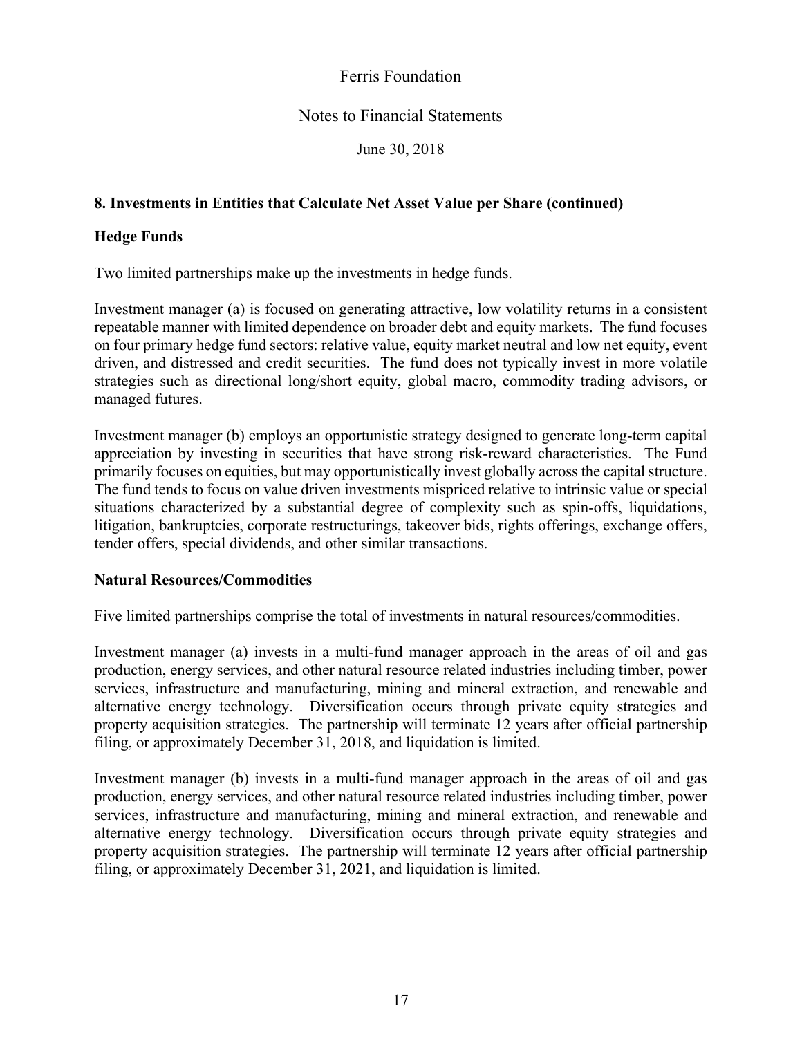## 8. Investments in Entities that Calculate Net Asset Value per Share (continued)

### Hedge Funds

Two limited partnerships make up the investments in hedge funds.

Investment manager (a) is focused on generating attractive, low volatility returns in a consistent repeatable manner with limited dependence on broader debt and equity markets. The fund focuses on four primary hedge fund sectors: relative value, equity market neutral and low net equity, event driven, and distressed and credit securities. The fund does not typically invest in more volatile strategies such as directional long/short equity, global macro, commodity trading advisors, or managed futures.

Investment manager (b) employs an opportunistic strategy designed to generate long-term capital appreciation by investing in securities that have strong risk-reward characteristics. The Fund primarily focuses on equities, but may opportunistically invest globally across the capital structure. The fund tends to focus on value driven investments mispriced relative to intrinsic value or special situations characterized by a substantial degree of complexity such as spin-offs, liquidations, litigation, bankruptcies, corporate restructurings, takeover bids, rights offerings, exchange offers, tender offers, special dividends, and other similar transactions.

### Natural Resources/Commodities

Five limited partnerships comprise the total of investments in natural resources/commodities.

Investment manager (a) invests in a multi-fund manager approach in the areas of oil and gas production, energy services, and other natural resource related industries including timber, power services, infrastructure and manufacturing, mining and mineral extraction, and renewable and alternative energy technology. Diversification occurs through private equity strategies and property acquisition strategies. The partnership will terminate 12 years after official partnership filing, or approximately December 31, 2018, and liquidation is limited.

Investment manager (b) invests in a multi-fund manager approach in the areas of oil and gas production, energy services, and other natural resource related industries including timber, power services, infrastructure and manufacturing, mining and mineral extraction, and renewable and alternative energy technology. Diversification occurs through private equity strategies and property acquisition strategies. The partnership will terminate 12 years after official partnership filing, or approximately December 31, 2021, and liquidation is limited.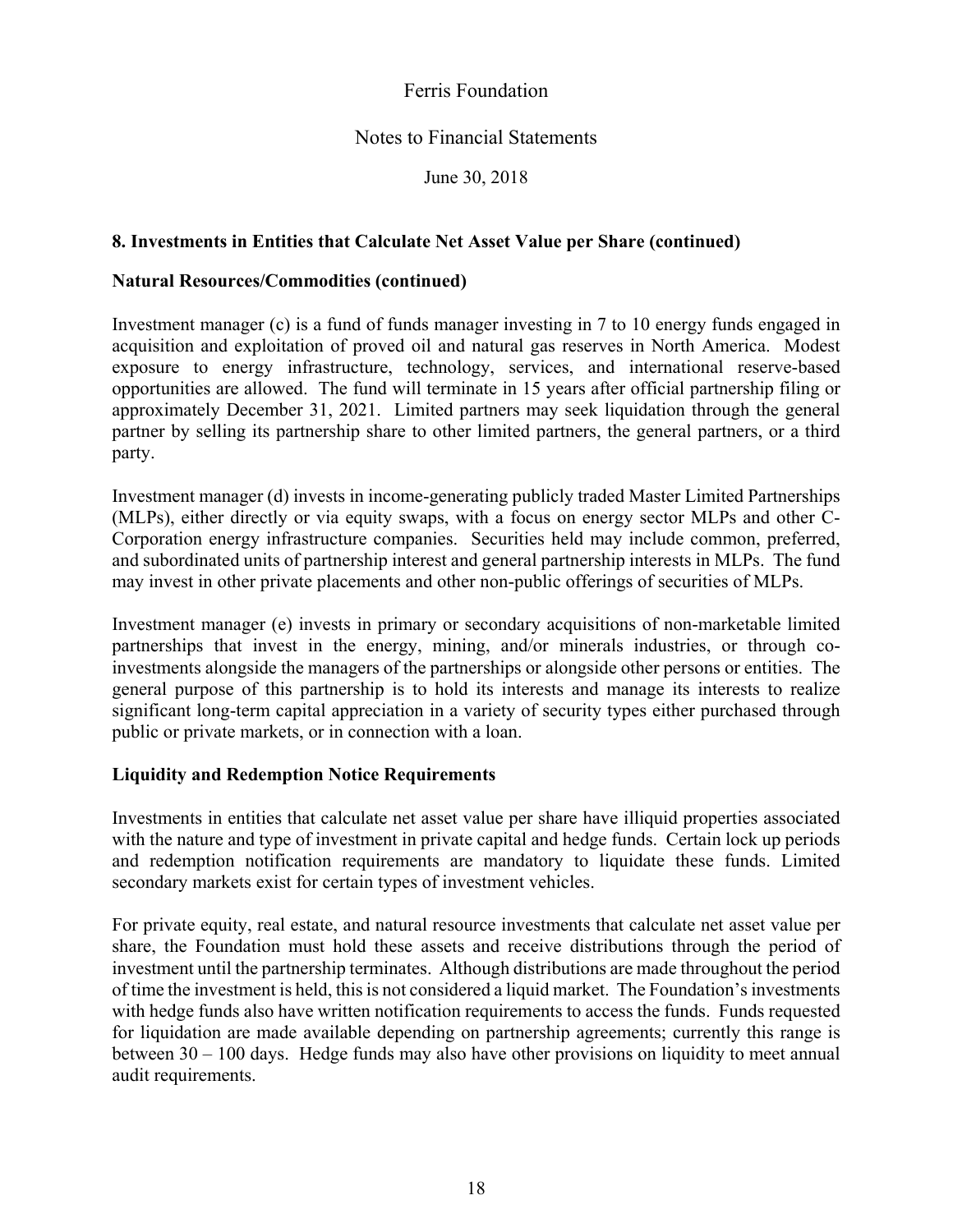## 8. Investments in Entities that Calculate Net Asset Value per Share (continued)

### Natural Resources/Commodities (continued)

Investment manager (c) is a fund of funds manager investing in 7 to 10 energy funds engaged in acquisition and exploitation of proved oil and natural gas reserves in North America. Modest exposure to energy infrastructure, technology, services, and international reserve-based opportunities are allowed. The fund will terminate in 15 years after official partnership filing or approximately December 31, 2021. Limited partners may seek liquidation through the general partner by selling its partnership share to other limited partners, the general partners, or a third party.

Investment manager (d) invests in income-generating publicly traded Master Limited Partnerships (MLPs), either directly or via equity swaps, with a focus on energy sector MLPs and other C-Corporation energy infrastructure companies. Securities held may include common, preferred, and subordinated units of partnership interest and general partnership interests in MLPs. The fund may invest in other private placements and other non-public offerings of securities of MLPs.

Investment manager (e) invests in primary or secondary acquisitions of non-marketable limited partnerships that invest in the energy, mining, and/or minerals industries, or through co-investments alongside the managers of the partnerships or alongside other persons or entities. The general purpose of this partnership is to hold its interests and manage its interests to realize significant long-term capital appreciation in a variety of security types either purchased through public or private markets, or in connection with a loan.

### Liquidity and Redemption Notice Requirements

Investments in entities that calculate net asset value per share have illiquid properties associated with the nature and type of investment in private capital and hedge funds. Certain lock up periods and redemption notification requirements are mandatory to liquidate these funds. Limited secondary markets exist for certain types of investment vehicles.

For private equity, real estate, and natural resource investments that calculate net asset value per share, the Foundation must hold these assets and receive distributions through the period of investment until the partnership terminates. Although distributions are made throughout the period of time the investment is held, this is not considered a liquid market. The Foundation's investments with hedge funds also have written notification requirements to access the funds. Funds requested for liquidation are made available depending on partnership agreements; currently this range is between 30 – 100 days. Hedge funds may also have other provisions on liquidity to meet annual audit requirements.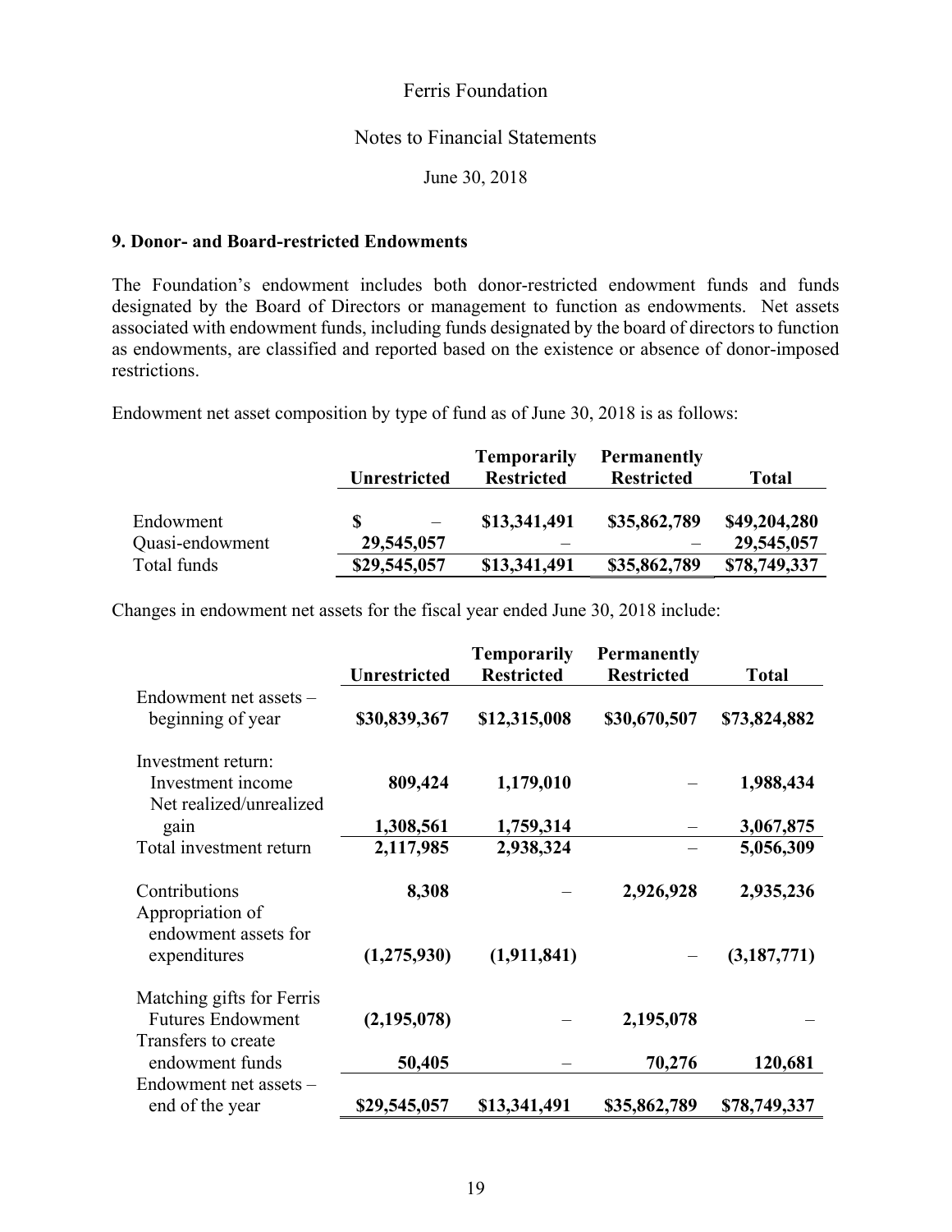Ferris Foundation

Notes to Financial Statements

June 30, 2018

### 9. Donor- and Board-restricted Endowments

The Foundation's endowment includes both donor-restricted endowment funds and funds designated by the Board of Directors or management to function as endowments. Net assets associated with endowment funds, including funds designated by the board of directors to function as endowments, are classified and reported based on the existence or absence of donor-imposed restrictions.

Endowment net asset composition by type of fund as of June 30, 2018 is as follows:

| | Unrestricted | Temporarily Restricted | Permanently Restricted | Total |
|---|---|---|---|---|
| Endowment | $ – | $13,341,491 | $35,862,789 | $49,204,280 |
| Quasi-endowment | 29,545,057 | – | – | 29,545,057 |
| Total funds | $29,545,057 | $13,341,491 | $35,862,789 | $78,749,337 |

Changes in endowment net assets for the fiscal year ended June 30, 2018 include:

| | Unrestricted | Temporarily Restricted | Permanently Restricted | Total |
|---|---|---|---|---|
| Endowment net assets – beginning of year | $30,839,367 | $12,315,008 | $30,670,507 | $73,824,882 |
| Investment return: | | | | |
| Investment income | 809,424 | 1,179,010 | – | 1,988,434 |
| Net realized/unrealized gain | 1,308,561 | 1,759,314 | – | 3,067,875 |
| Total investment return | 2,117,985 | 2,938,324 | – | 5,056,309 |
| Contributions | 8,308 | – | 2,926,928 | 2,935,236 |
| Appropriation of endowment assets for expenditures | (1,275,930) | (1,911,841) | – | (3,187,771) |
| Matching gifts for Ferris Futures Endowment | (2,195,078) | – | 2,195,078 | – |
| Transfers to create endowment funds | 50,405 | – | 70,276 | 120,681 |
| Endowment net assets – end of the year | $29,545,057 | $13,341,491 | $35,862,789 | $78,749,337 |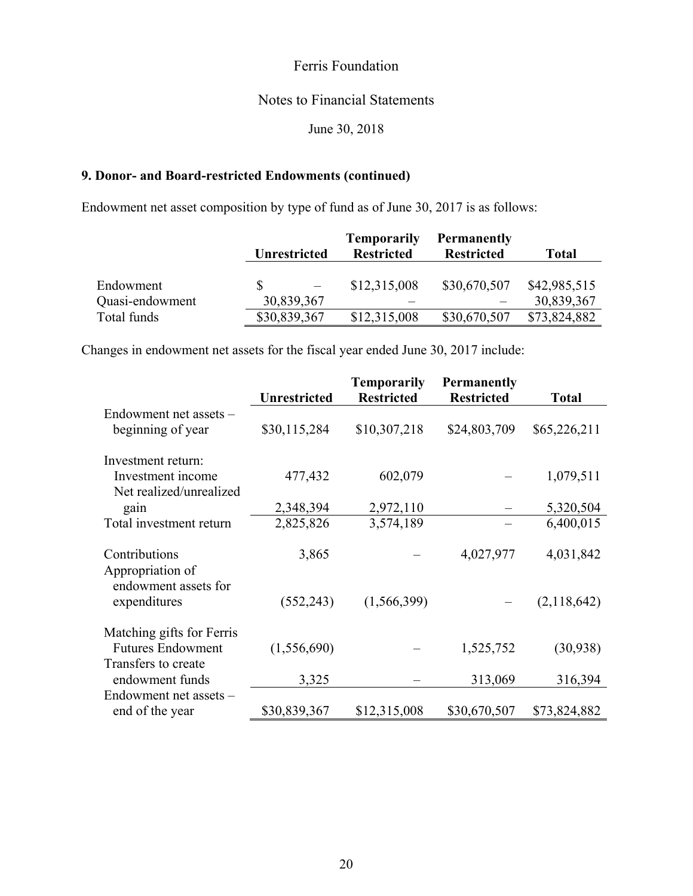## 9. Donor- and Board-restricted Endowments (continued)

Endowment net asset composition by type of fund as of June 30, 2017 is as follows:

| | Unrestricted | Temporarily Restricted | Permanently Restricted | Total |
|---|---|---|---|---|
| Endowment | $ – | $12,315,008 | $30,670,507 | $42,985,515 |
| Quasi-endowment | 30,839,367 | – | – | 30,839,367 |
| Total funds | $30,839,367 | $12,315,008 | $30,670,507 | $73,824,882 |

Changes in endowment net assets for the fiscal year ended June 30, 2017 include:

| | Unrestricted | Temporarily Restricted | Permanently Restricted | Total |
|---|---|---|---|---|
| Endowment net assets – beginning of year | $30,115,284 | $10,307,218 | $24,803,709 | $65,226,211 |
| Investment return: | | | | |
| Investment income | 477,432 | 602,079 | – | 1,079,511 |
| Net realized/unrealized gain | 2,348,394 | 2,972,110 | – | 5,320,504 |
| Total investment return | 2,825,826 | 3,574,189 | – | 6,400,015 |
| Contributions | 3,865 | – | 4,027,977 | 4,031,842 |
| Appropriation of endowment assets for expenditures | (552,243) | (1,566,399) | – | (2,118,642) |
| Matching gifts for Ferris Futures Endowment | (1,556,690) | – | 1,525,752 | (30,938) |
| Transfers to create endowment funds | 3,325 | – | 313,069 | 316,394 |
| Endowment net assets – end of the year | $30,839,367 | $12,315,008 | $30,670,507 | $73,824,882 |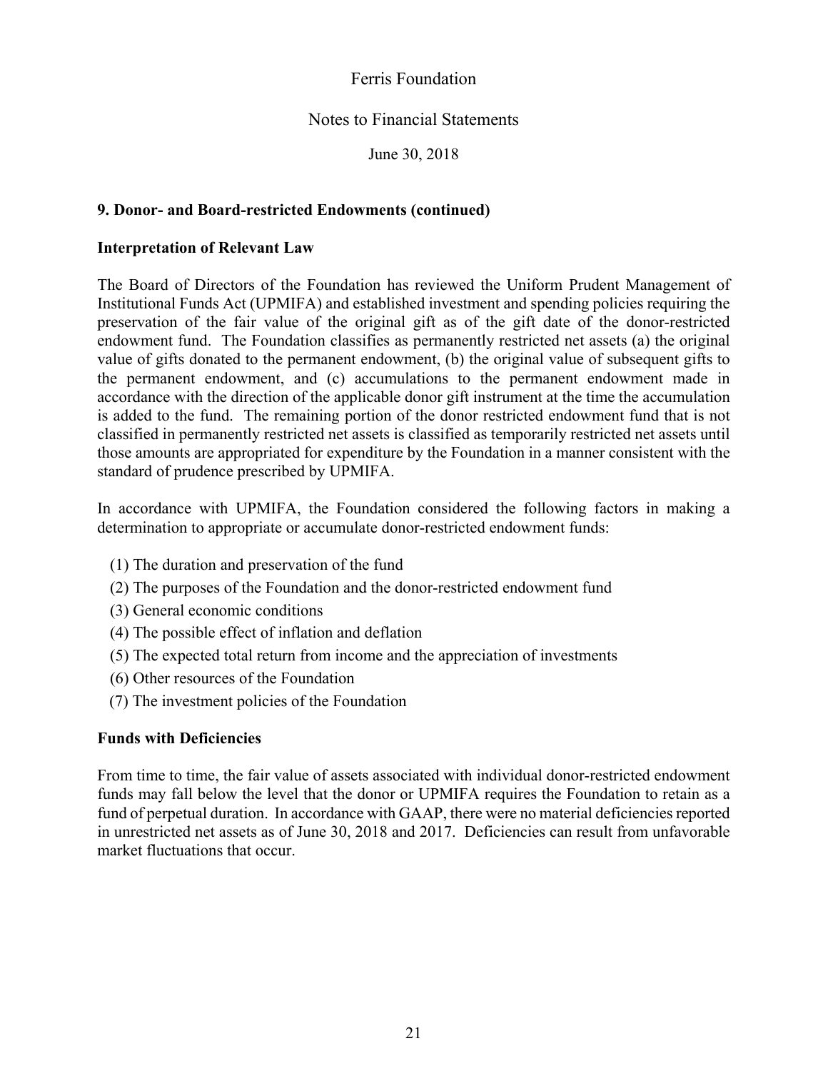## 9. Donor- and Board-restricted Endowments (continued)

### Interpretation of Relevant Law

The Board of Directors of the Foundation has reviewed the Uniform Prudent Management of Institutional Funds Act (UPMIFA) and established investment and spending policies requiring the preservation of the fair value of the original gift as of the gift date of the donor-restricted endowment fund. The Foundation classifies as permanently restricted net assets (a) the original value of gifts donated to the permanent endowment, (b) the original value of subsequent gifts to the permanent endowment, and (c) accumulations to the permanent endowment made in accordance with the direction of the applicable donor gift instrument at the time the accumulation is added to the fund. The remaining portion of the donor restricted endowment fund that is not classified in permanently restricted net assets is classified as temporarily restricted net assets until those amounts are appropriated for expenditure by the Foundation in a manner consistent with the standard of prudence prescribed by UPMIFA.

In accordance with UPMIFA, the Foundation considered the following factors in making a determination to appropriate or accumulate donor-restricted endowment funds:

(1) The duration and preservation of the fund
(2) The purposes of the Foundation and the donor-restricted endowment fund
(3) General economic conditions
(4) The possible effect of inflation and deflation
(5) The expected total return from income and the appreciation of investments
(6) Other resources of the Foundation
(7) The investment policies of the Foundation

### Funds with Deficiencies

From time to time, the fair value of assets associated with individual donor-restricted endowment funds may fall below the level that the donor or UPMIFA requires the Foundation to retain as a fund of perpetual duration. In accordance with GAAP, there were no material deficiencies reported in unrestricted net assets as of June 30, 2018 and 2017. Deficiencies can result from unfavorable market fluctuations that occur.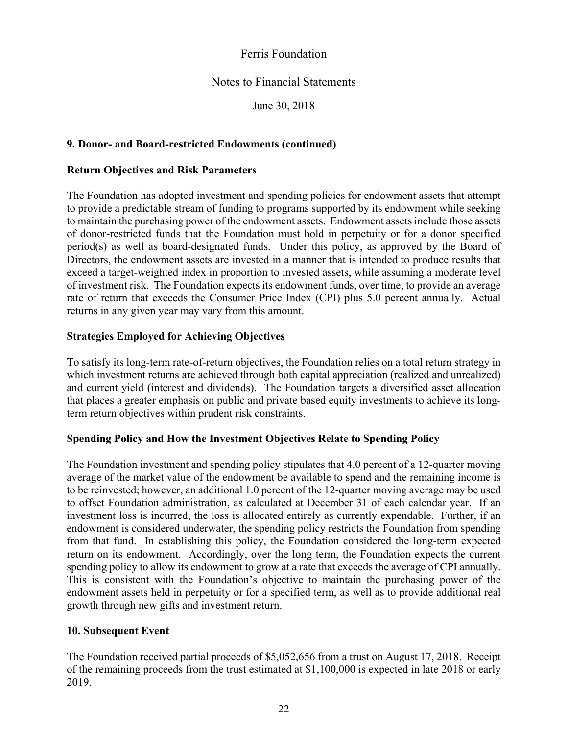## 9. Donor- and Board-restricted Endowments (continued)

### Return Objectives and Risk Parameters

The Foundation has adopted investment and spending policies for endowment assets that attempt to provide a predictable stream of funding to programs supported by its endowment while seeking to maintain the purchasing power of the endowment assets. Endowment assets include those assets of donor-restricted funds that the Foundation must hold in perpetuity or for a donor specified period(s) as well as board-designated funds. Under this policy, as approved by the Board of Directors, the endowment assets are invested in a manner that is intended to produce results that exceed a target-weighted index in proportion to invested assets, while assuming a moderate level of investment risk. The Foundation expects its endowment funds, over time, to provide an average rate of return that exceeds the Consumer Price Index (CPI) plus 5.0 percent annually. Actual returns in any given year may vary from this amount.

### Strategies Employed for Achieving Objectives

To satisfy its long-term rate-of-return objectives, the Foundation relies on a total return strategy in which investment returns are achieved through both capital appreciation (realized and unrealized) and current yield (interest and dividends). The Foundation targets a diversified asset allocation that places a greater emphasis on public and private based equity investments to achieve its long-term return objectives within prudent risk constraints.

### Spending Policy and How the Investment Objectives Relate to Spending Policy

The Foundation investment and spending policy stipulates that 4.0 percent of a 12-quarter moving average of the market value of the endowment be available to spend and the remaining income is to be reinvested; however, an additional 1.0 percent of the 12-quarter moving average may be used to offset Foundation administration, as calculated at December 31 of each calendar year. If an investment loss is incurred, the loss is allocated entirely as currently expendable. Further, if an endowment is considered underwater, the spending policy restricts the Foundation from spending from that fund. In establishing this policy, the Foundation considered the long-term expected return on its endowment. Accordingly, over the long term, the Foundation expects the current spending policy to allow its endowment to grow at a rate that exceeds the average of CPI annually. This is consistent with the Foundation's objective to maintain the purchasing power of the endowment assets held in perpetuity or for a specified term, as well as to provide additional real growth through new gifts and investment return.

## 10. Subsequent Event

The Foundation received partial proceeds of $5,052,656 from a trust on August 17, 2018. Receipt of the remaining proceeds from the trust estimated at $1,100,000 is expected in late 2018 or early 2019.